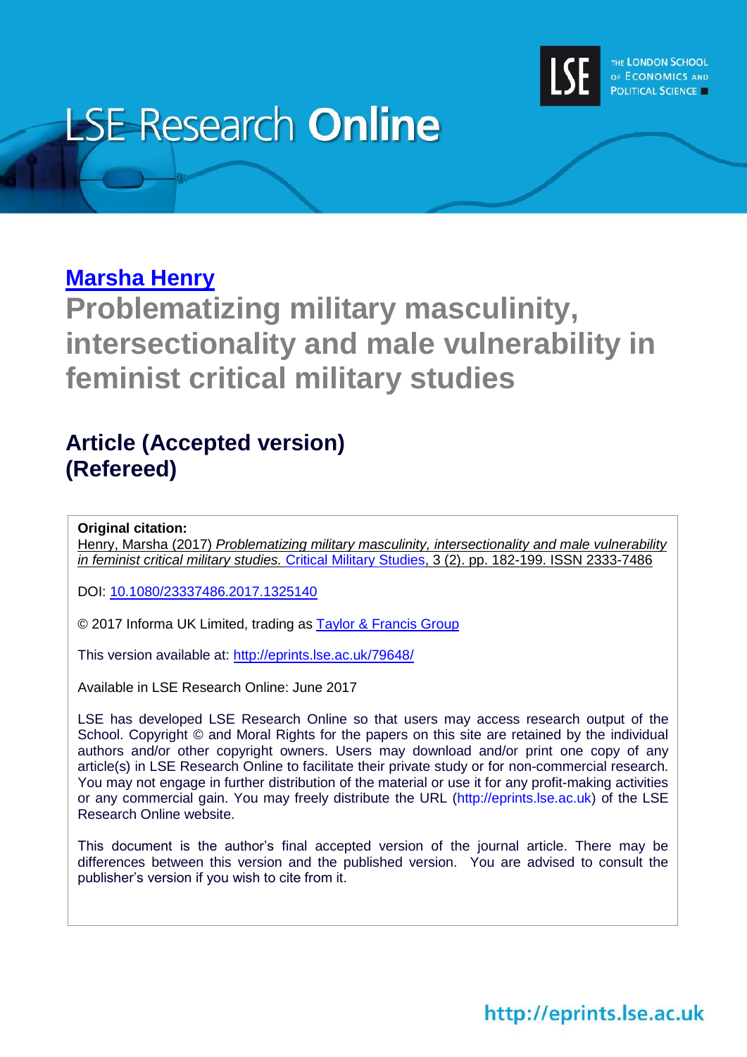# LSE Research Online

THE LONDON SCHOOL OF ECONOMICS AND POLITICAL SCIENCE

**Marsha Henry**

## Problematizing military masculinity, intersectionality and male vulnerability in feminist critical military studies

### Article (Accepted version) (Refereed)

**Original citation:**
Henry, Marsha (2017) *Problematizing military masculinity, intersectionality and male vulnerability in feminist critical military studies.* Critical Military Studies, 3 (2). pp. 182-199. ISSN 2333-7486

DOI: 10.1080/23337486.2017.1325140

© 2017 Informa UK Limited, trading as Taylor & Francis Group

This version available at: http://eprints.lse.ac.uk/79648/

Available in LSE Research Online: June 2017

LSE has developed LSE Research Online so that users may access research output of the School. Copyright © and Moral Rights for the papers on this site are retained by the individual authors and/or other copyright owners. Users may download and/or print one copy of any article(s) in LSE Research Online to facilitate their private study or for non-commercial research. You may not engage in further distribution of the material or use it for any profit-making activities or any commercial gain. You may freely distribute the URL (http://eprints.lse.ac.uk) of the LSE Research Online website.

This document is the author's final accepted version of the journal article. There may be differences between this version and the published version. You are advised to consult the publisher's version if you wish to cite from it.

http://eprints.lse.ac.uk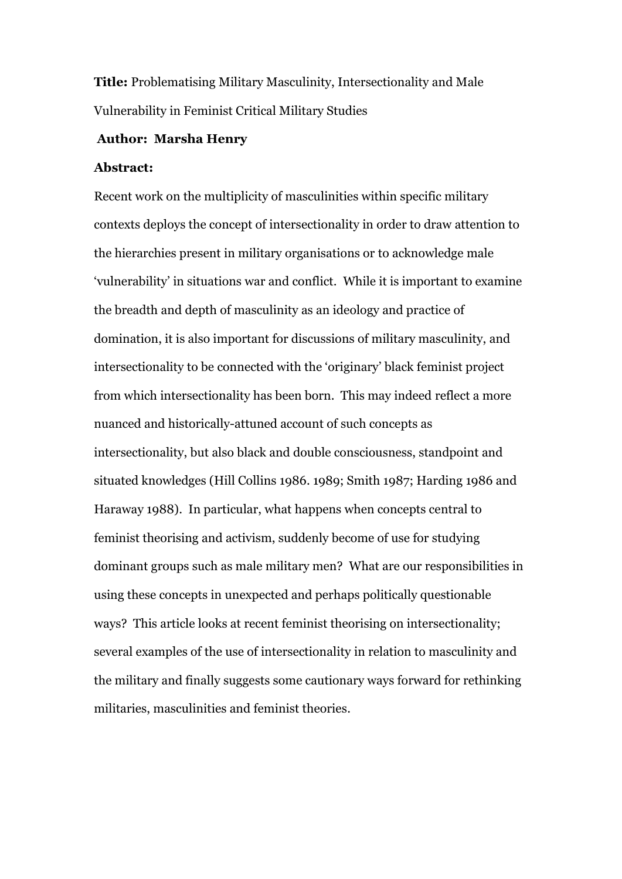**Title:** Problematising Military Masculinity, Intersectionality and Male Vulnerability in Feminist Critical Military Studies

**Author: Marsha Henry**

**Abstract:**

Recent work on the multiplicity of masculinities within specific military contexts deploys the concept of intersectionality in order to draw attention to the hierarchies present in military organisations or to acknowledge male 'vulnerability' in situations war and conflict. While it is important to examine the breadth and depth of masculinity as an ideology and practice of domination, it is also important for discussions of military masculinity, and intersectionality to be connected with the 'originary' black feminist project from which intersectionality has been born. This may indeed reflect a more nuanced and historically-attuned account of such concepts as intersectionality, but also black and double consciousness, standpoint and situated knowledges (Hill Collins 1986. 1989; Smith 1987; Harding 1986 and Haraway 1988). In particular, what happens when concepts central to feminist theorising and activism, suddenly become of use for studying dominant groups such as male military men? What are our responsibilities in using these concepts in unexpected and perhaps politically questionable ways? This article looks at recent feminist theorising on intersectionality; several examples of the use of intersectionality in relation to masculinity and the military and finally suggests some cautionary ways forward for rethinking militaries, masculinities and feminist theories.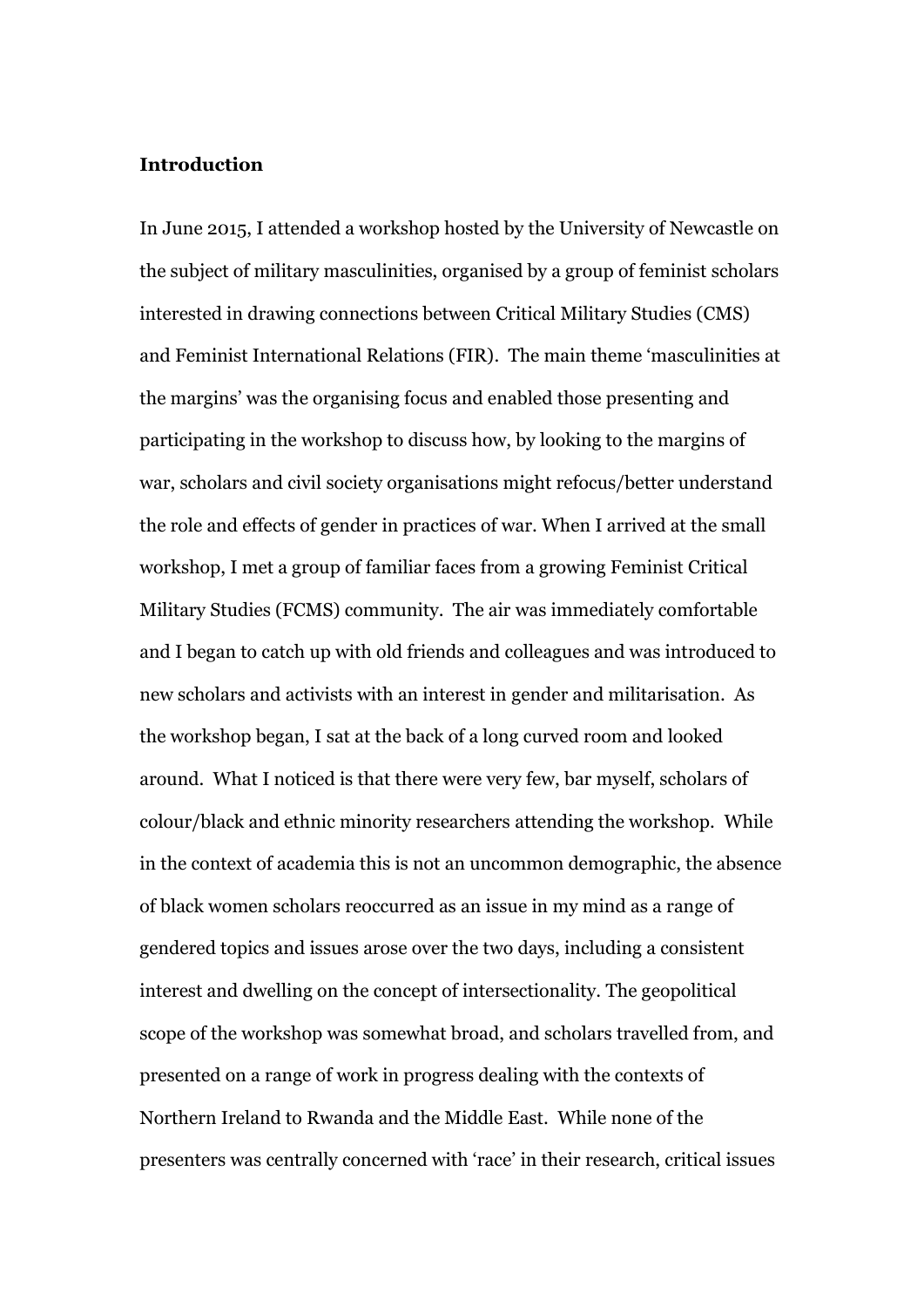## Introduction

In June 2015, I attended a workshop hosted by the University of Newcastle on the subject of military masculinities, organised by a group of feminist scholars interested in drawing connections between Critical Military Studies (CMS) and Feminist International Relations (FIR). The main theme 'masculinities at the margins' was the organising focus and enabled those presenting and participating in the workshop to discuss how, by looking to the margins of war, scholars and civil society organisations might refocus/better understand the role and effects of gender in practices of war. When I arrived at the small workshop, I met a group of familiar faces from a growing Feminist Critical Military Studies (FCMS) community. The air was immediately comfortable and I began to catch up with old friends and colleagues and was introduced to new scholars and activists with an interest in gender and militarisation. As the workshop began, I sat at the back of a long curved room and looked around. What I noticed is that there were very few, bar myself, scholars of colour/black and ethnic minority researchers attending the workshop. While in the context of academia this is not an uncommon demographic, the absence of black women scholars reoccurred as an issue in my mind as a range of gendered topics and issues arose over the two days, including a consistent interest and dwelling on the concept of intersectionality. The geopolitical scope of the workshop was somewhat broad, and scholars travelled from, and presented on a range of work in progress dealing with the contexts of Northern Ireland to Rwanda and the Middle East. While none of the presenters was centrally concerned with 'race' in their research, critical issues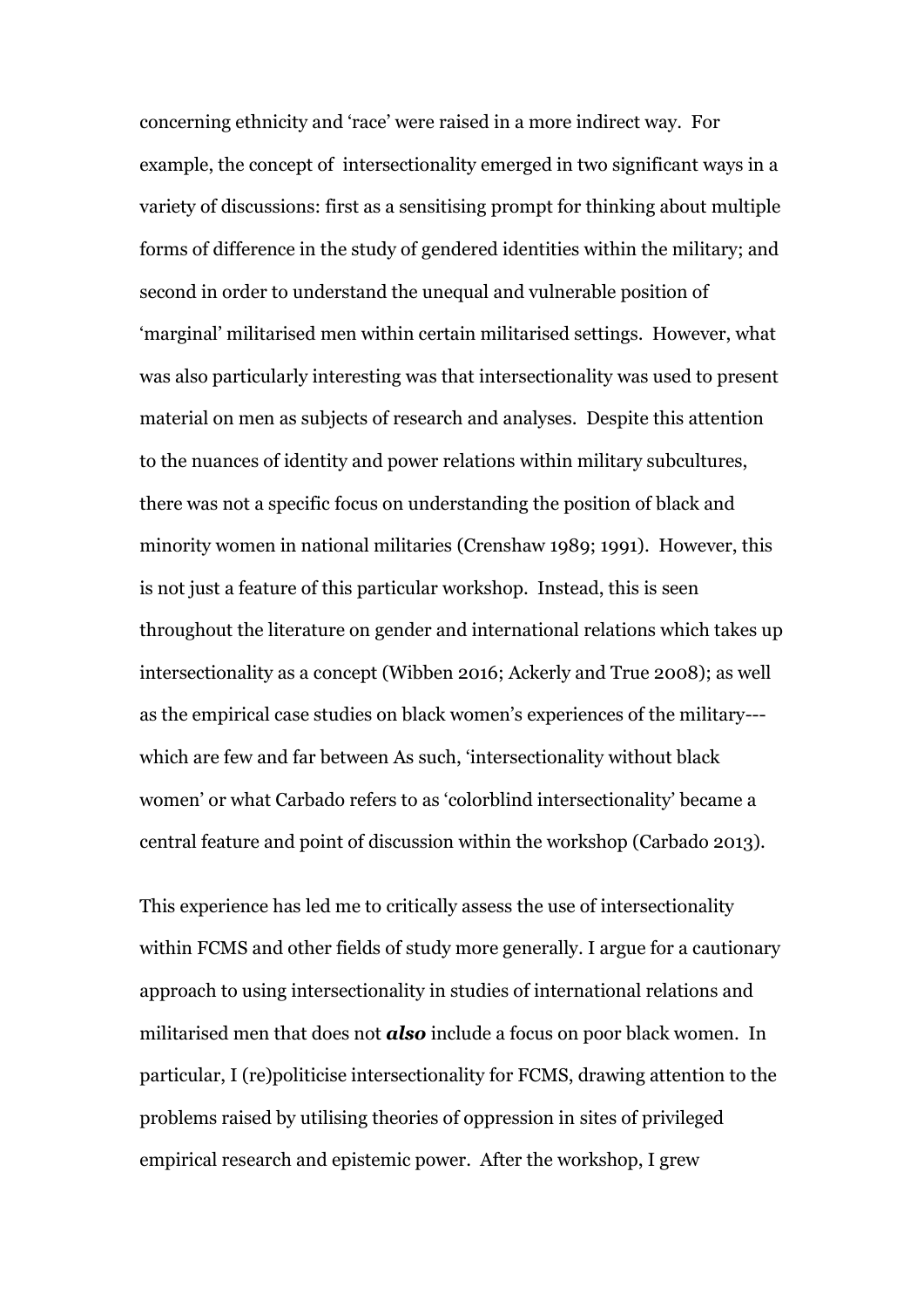concerning ethnicity and 'race' were raised in a more indirect way. For example, the concept of intersectionality emerged in two significant ways in a variety of discussions: first as a sensitising prompt for thinking about multiple forms of difference in the study of gendered identities within the military; and second in order to understand the unequal and vulnerable position of 'marginal' militarised men within certain militarised settings. However, what was also particularly interesting was that intersectionality was used to present material on men as subjects of research and analyses. Despite this attention to the nuances of identity and power relations within military subcultures, there was not a specific focus on understanding the position of black and minority women in national militaries (Crenshaw 1989; 1991). However, this is not just a feature of this particular workshop. Instead, this is seen throughout the literature on gender and international relations which takes up intersectionality as a concept (Wibben 2016; Ackerly and True 2008); as well as the empirical case studies on black women's experiences of the military---which are few and far between As such, 'intersectionality without black women' or what Carbado refers to as 'colorblind intersectionality' became a central feature and point of discussion within the workshop (Carbado 2013).

This experience has led me to critically assess the use of intersectionality within FCMS and other fields of study more generally. I argue for a cautionary approach to using intersectionality in studies of international relations and militarised men that does not ***also*** include a focus on poor black women. In particular, I (re)politicise intersectionality for FCMS, drawing attention to the problems raised by utilising theories of oppression in sites of privileged empirical research and epistemic power. After the workshop, I grew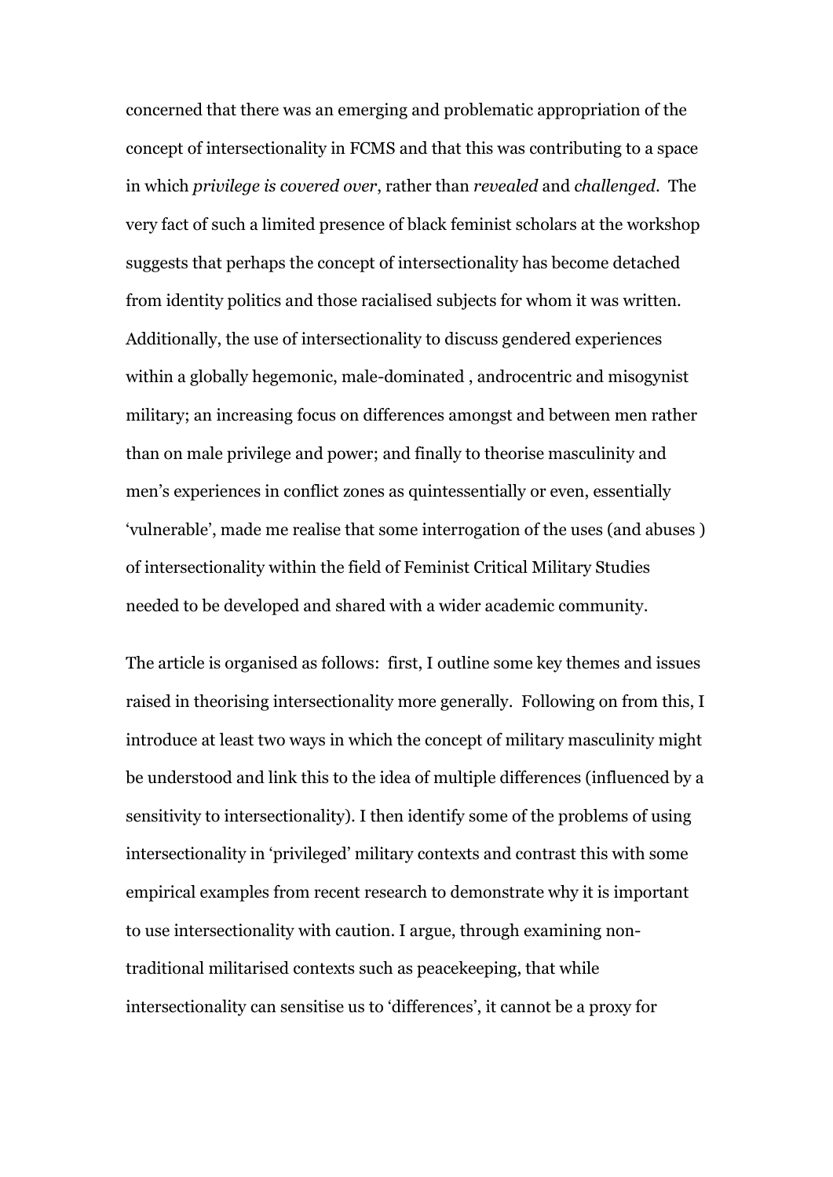concerned that there was an emerging and problematic appropriation of the concept of intersectionality in FCMS and that this was contributing to a space in which *privilege is covered over*, rather than *revealed* and *challenged*. The very fact of such a limited presence of black feminist scholars at the workshop suggests that perhaps the concept of intersectionality has become detached from identity politics and those racialised subjects for whom it was written. Additionally, the use of intersectionality to discuss gendered experiences within a globally hegemonic, male-dominated , androcentric and misogynist military; an increasing focus on differences amongst and between men rather than on male privilege and power; and finally to theorise masculinity and men's experiences in conflict zones as quintessentially or even, essentially 'vulnerable', made me realise that some interrogation of the uses (and abuses ) of intersectionality within the field of Feminist Critical Military Studies needed to be developed and shared with a wider academic community.

The article is organised as follows: first, I outline some key themes and issues raised in theorising intersectionality more generally. Following on from this, I introduce at least two ways in which the concept of military masculinity might be understood and link this to the idea of multiple differences (influenced by a sensitivity to intersectionality). I then identify some of the problems of using intersectionality in 'privileged' military contexts and contrast this with some empirical examples from recent research to demonstrate why it is important to use intersectionality with caution. I argue, through examining non-traditional militarised contexts such as peacekeeping, that while intersectionality can sensitise us to 'differences', it cannot be a proxy for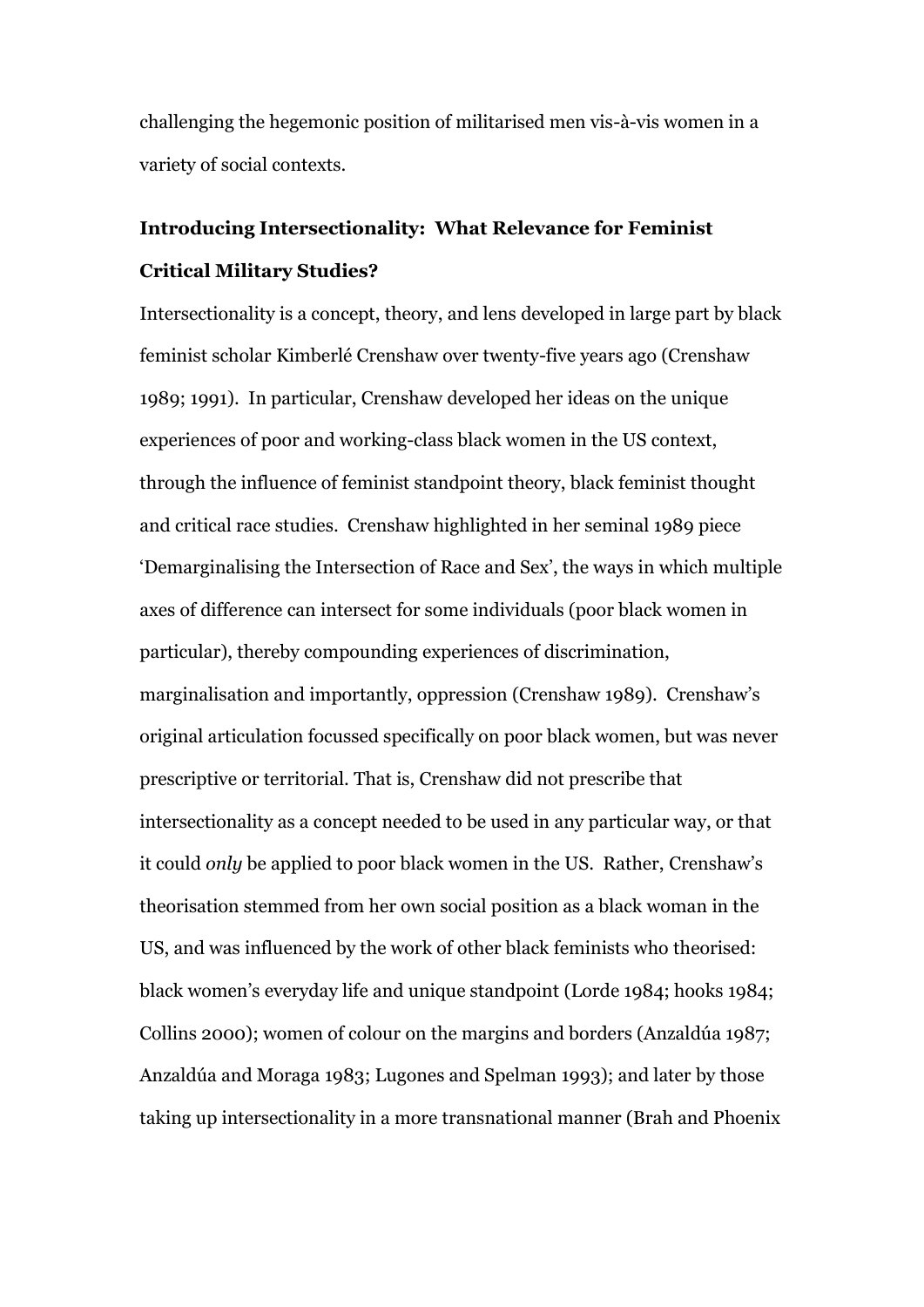challenging the hegemonic position of militarised men vis-à-vis women in a variety of social contexts.

## Introducing Intersectionality: What Relevance for Feminist Critical Military Studies?

Intersectionality is a concept, theory, and lens developed in large part by black feminist scholar Kimberlé Crenshaw over twenty-five years ago (Crenshaw 1989; 1991). In particular, Crenshaw developed her ideas on the unique experiences of poor and working-class black women in the US context, through the influence of feminist standpoint theory, black feminist thought and critical race studies. Crenshaw highlighted in her seminal 1989 piece 'Demarginalising the Intersection of Race and Sex', the ways in which multiple axes of difference can intersect for some individuals (poor black women in particular), thereby compounding experiences of discrimination, marginalisation and importantly, oppression (Crenshaw 1989). Crenshaw's original articulation focussed specifically on poor black women, but was never prescriptive or territorial. That is, Crenshaw did not prescribe that intersectionality as a concept needed to be used in any particular way, or that it could *only* be applied to poor black women in the US. Rather, Crenshaw's theorisation stemmed from her own social position as a black woman in the US, and was influenced by the work of other black feminists who theorised: black women's everyday life and unique standpoint (Lorde 1984; hooks 1984; Collins 2000); women of colour on the margins and borders (Anzaldúa 1987; Anzaldúa and Moraga 1983; Lugones and Spelman 1993); and later by those taking up intersectionality in a more transnational manner (Brah and Phoenix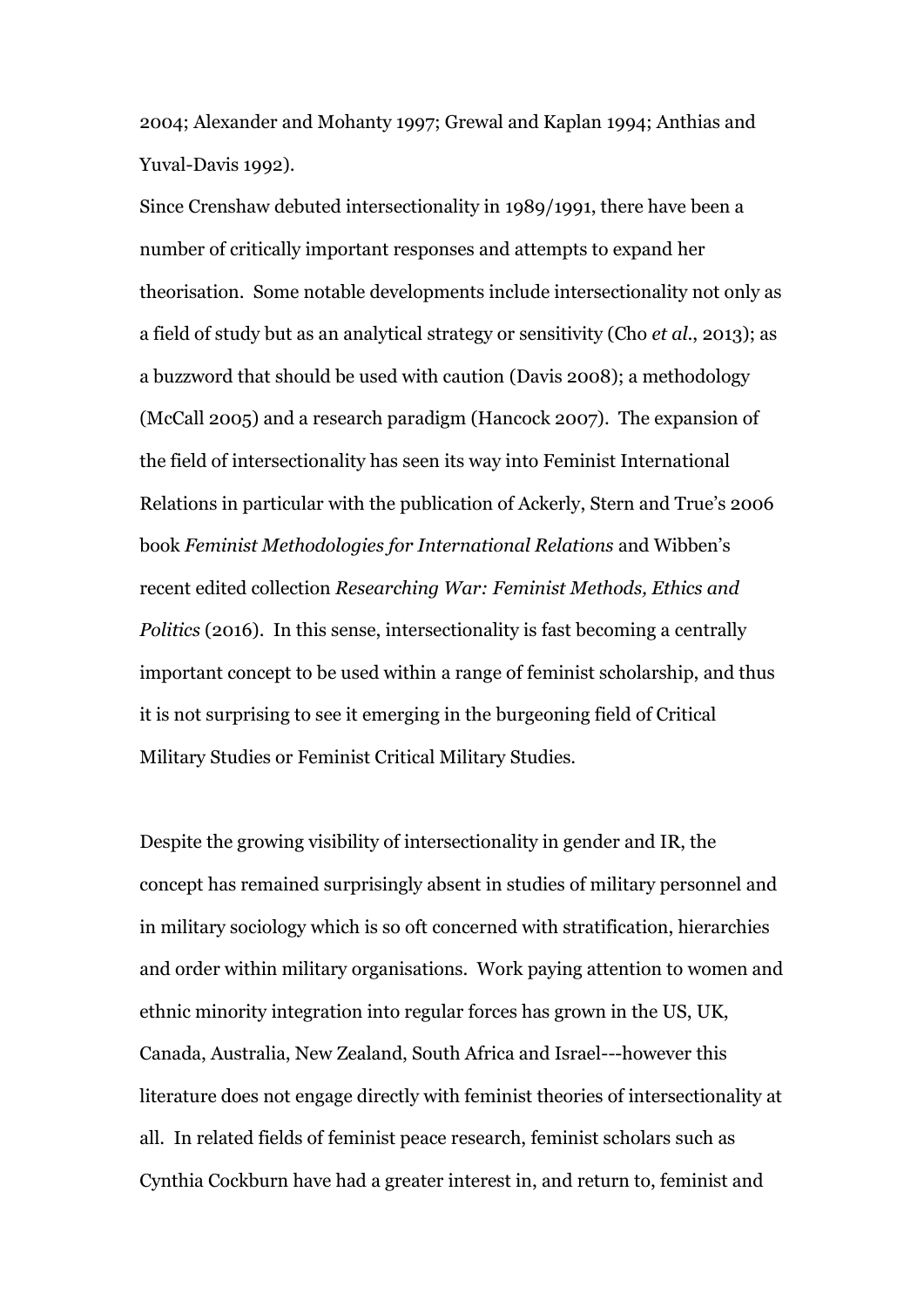2004; Alexander and Mohanty 1997; Grewal and Kaplan 1994; Anthias and Yuval-Davis 1992).

Since Crenshaw debuted intersectionality in 1989/1991, there have been a number of critically important responses and attempts to expand her theorisation. Some notable developments include intersectionality not only as a field of study but as an analytical strategy or sensitivity (Cho *et al*., 2013); as a buzzword that should be used with caution (Davis 2008); a methodology (McCall 2005) and a research paradigm (Hancock 2007). The expansion of the field of intersectionality has seen its way into Feminist International Relations in particular with the publication of Ackerly, Stern and True's 2006 book *Feminist Methodologies for International Relations* and Wibben's recent edited collection *Researching War: Feminist Methods, Ethics and Politics* (2016). In this sense, intersectionality is fast becoming a centrally important concept to be used within a range of feminist scholarship, and thus it is not surprising to see it emerging in the burgeoning field of Critical Military Studies or Feminist Critical Military Studies.

Despite the growing visibility of intersectionality in gender and IR, the concept has remained surprisingly absent in studies of military personnel and in military sociology which is so oft concerned with stratification, hierarchies and order within military organisations. Work paying attention to women and ethnic minority integration into regular forces has grown in the US, UK, Canada, Australia, New Zealand, South Africa and Israel---however this literature does not engage directly with feminist theories of intersectionality at all. In related fields of feminist peace research, feminist scholars such as Cynthia Cockburn have had a greater interest in, and return to, feminist and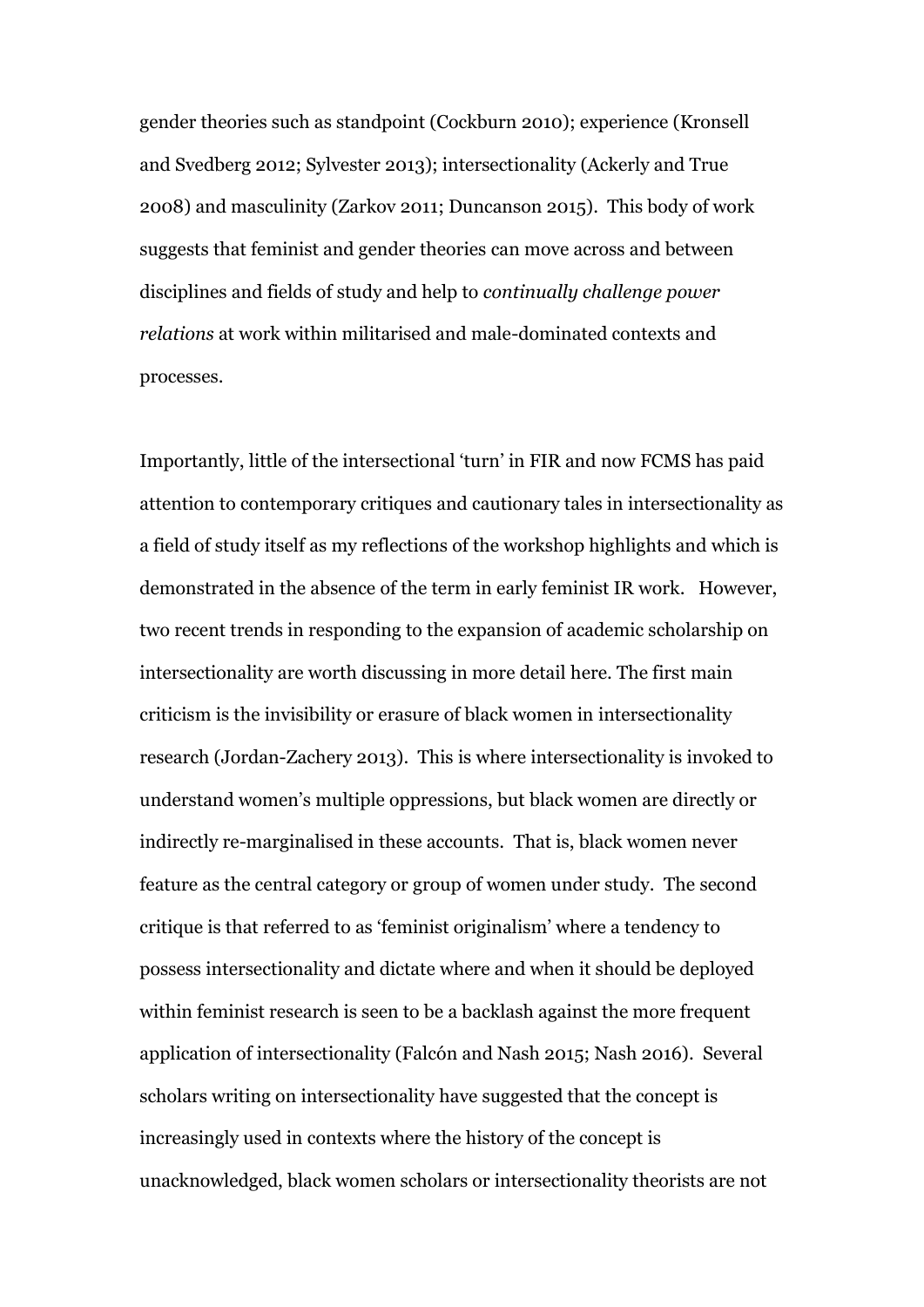gender theories such as standpoint (Cockburn 2010); experience (Kronsell and Svedberg 2012; Sylvester 2013); intersectionality (Ackerly and True 2008) and masculinity (Zarkov 2011; Duncanson 2015). This body of work suggests that feminist and gender theories can move across and between disciplines and fields of study and help to *continually challenge power relations* at work within militarised and male-dominated contexts and processes.

Importantly, little of the intersectional 'turn' in FIR and now FCMS has paid attention to contemporary critiques and cautionary tales in intersectionality as a field of study itself as my reflections of the workshop highlights and which is demonstrated in the absence of the term in early feminist IR work. However, two recent trends in responding to the expansion of academic scholarship on intersectionality are worth discussing in more detail here. The first main criticism is the invisibility or erasure of black women in intersectionality research (Jordan-Zachery 2013). This is where intersectionality is invoked to understand women's multiple oppressions, but black women are directly or indirectly re-marginalised in these accounts. That is, black women never feature as the central category or group of women under study. The second critique is that referred to as 'feminist originalism' where a tendency to possess intersectionality and dictate where and when it should be deployed within feminist research is seen to be a backlash against the more frequent application of intersectionality (Falcón and Nash 2015; Nash 2016). Several scholars writing on intersectionality have suggested that the concept is increasingly used in contexts where the history of the concept is unacknowledged, black women scholars or intersectionality theorists are not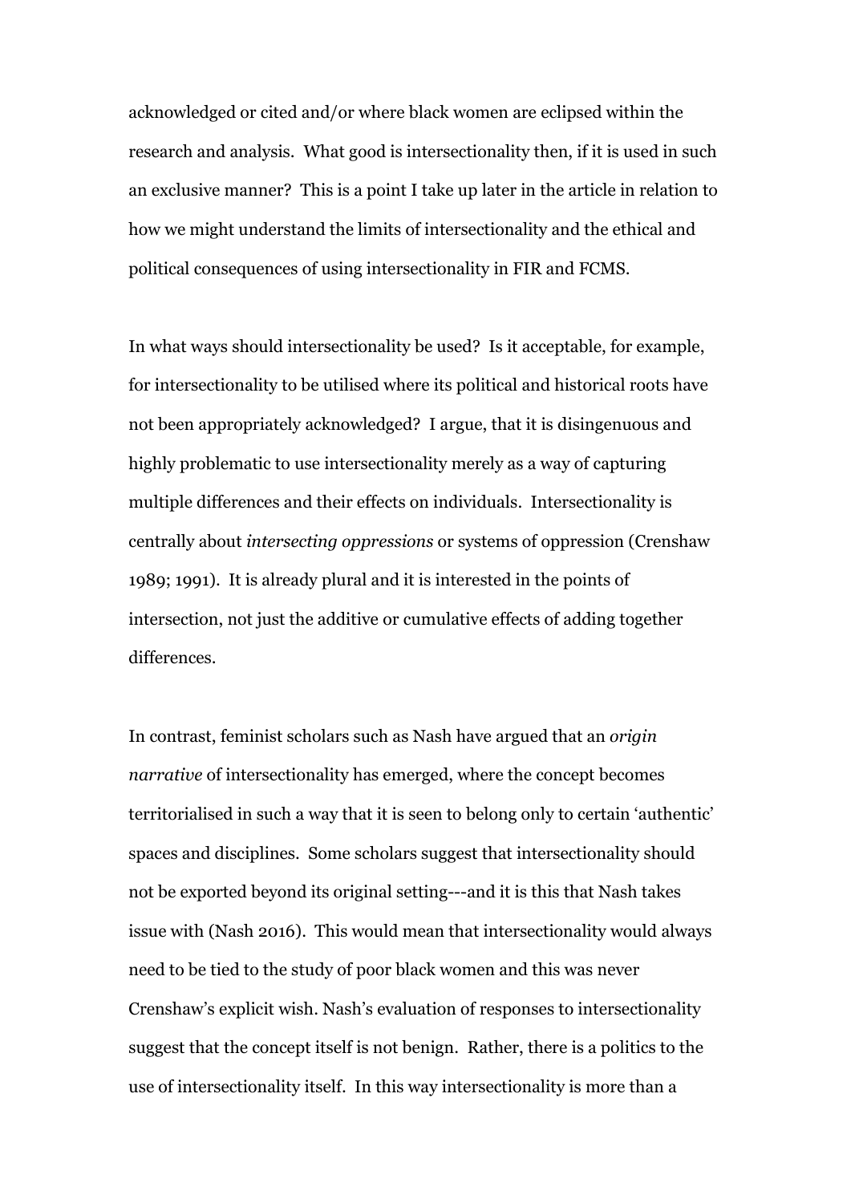acknowledged or cited and/or where black women are eclipsed within the research and analysis. What good is intersectionality then, if it is used in such an exclusive manner? This is a point I take up later in the article in relation to how we might understand the limits of intersectionality and the ethical and political consequences of using intersectionality in FIR and FCMS.

In what ways should intersectionality be used? Is it acceptable, for example, for intersectionality to be utilised where its political and historical roots have not been appropriately acknowledged? I argue, that it is disingenuous and highly problematic to use intersectionality merely as a way of capturing multiple differences and their effects on individuals. Intersectionality is centrally about *intersecting oppressions* or systems of oppression (Crenshaw 1989; 1991). It is already plural and it is interested in the points of intersection, not just the additive or cumulative effects of adding together differences.

In contrast, feminist scholars such as Nash have argued that an *origin narrative* of intersectionality has emerged, where the concept becomes territorialised in such a way that it is seen to belong only to certain 'authentic' spaces and disciplines. Some scholars suggest that intersectionality should not be exported beyond its original setting---and it is this that Nash takes issue with (Nash 2016). This would mean that intersectionality would always need to be tied to the study of poor black women and this was never Crenshaw's explicit wish. Nash's evaluation of responses to intersectionality suggest that the concept itself is not benign. Rather, there is a politics to the use of intersectionality itself. In this way intersectionality is more than a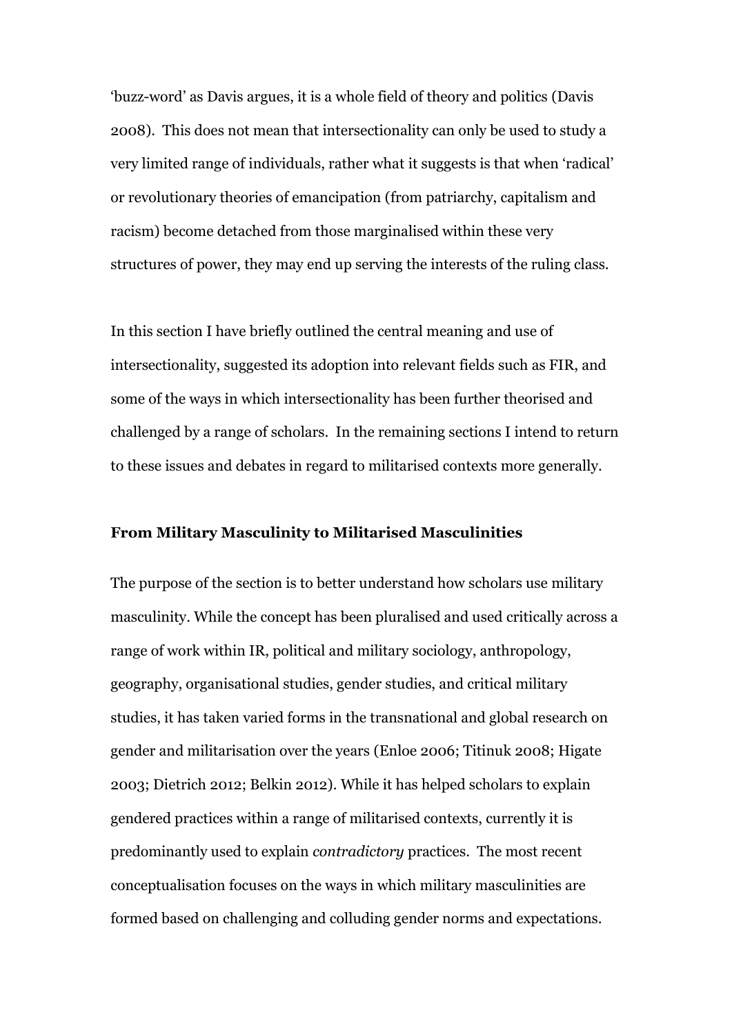'buzz-word' as Davis argues, it is a whole field of theory and politics (Davis 2008). This does not mean that intersectionality can only be used to study a very limited range of individuals, rather what it suggests is that when 'radical' or revolutionary theories of emancipation (from patriarchy, capitalism and racism) become detached from those marginalised within these very structures of power, they may end up serving the interests of the ruling class.

In this section I have briefly outlined the central meaning and use of intersectionality, suggested its adoption into relevant fields such as FIR, and some of the ways in which intersectionality has been further theorised and challenged by a range of scholars. In the remaining sections I intend to return to these issues and debates in regard to militarised contexts more generally.

## From Military Masculinity to Militarised Masculinities

The purpose of the section is to better understand how scholars use military masculinity. While the concept has been pluralised and used critically across a range of work within IR, political and military sociology, anthropology, geography, organisational studies, gender studies, and critical military studies, it has taken varied forms in the transnational and global research on gender and militarisation over the years (Enloe 2006; Titinuk 2008; Higate 2003; Dietrich 2012; Belkin 2012). While it has helped scholars to explain gendered practices within a range of militarised contexts, currently it is predominantly used to explain *contradictory* practices. The most recent conceptualisation focuses on the ways in which military masculinities are formed based on challenging and colluding gender norms and expectations.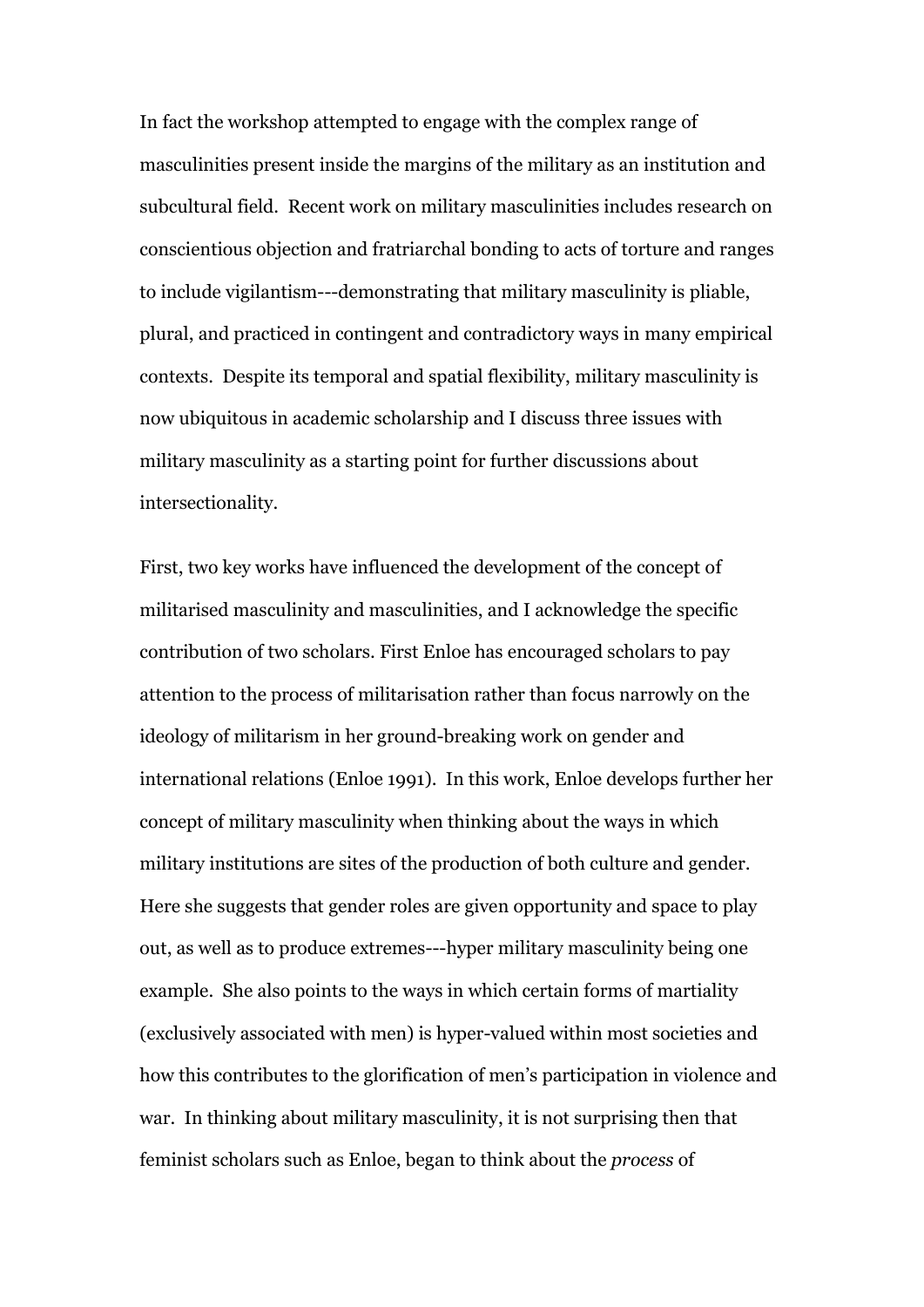In fact the workshop attempted to engage with the complex range of masculinities present inside the margins of the military as an institution and subcultural field. Recent work on military masculinities includes research on conscientious objection and fratriarchal bonding to acts of torture and ranges to include vigilantism---demonstrating that military masculinity is pliable, plural, and practiced in contingent and contradictory ways in many empirical contexts. Despite its temporal and spatial flexibility, military masculinity is now ubiquitous in academic scholarship and I discuss three issues with military masculinity as a starting point for further discussions about intersectionality.

First, two key works have influenced the development of the concept of militarised masculinity and masculinities, and I acknowledge the specific contribution of two scholars. First Enloe has encouraged scholars to pay attention to the process of militarisation rather than focus narrowly on the ideology of militarism in her ground-breaking work on gender and international relations (Enloe 1991). In this work, Enloe develops further her concept of military masculinity when thinking about the ways in which military institutions are sites of the production of both culture and gender. Here she suggests that gender roles are given opportunity and space to play out, as well as to produce extremes---hyper military masculinity being one example. She also points to the ways in which certain forms of martiality (exclusively associated with men) is hyper-valued within most societies and how this contributes to the glorification of men's participation in violence and war. In thinking about military masculinity, it is not surprising then that feminist scholars such as Enloe, began to think about the *process* of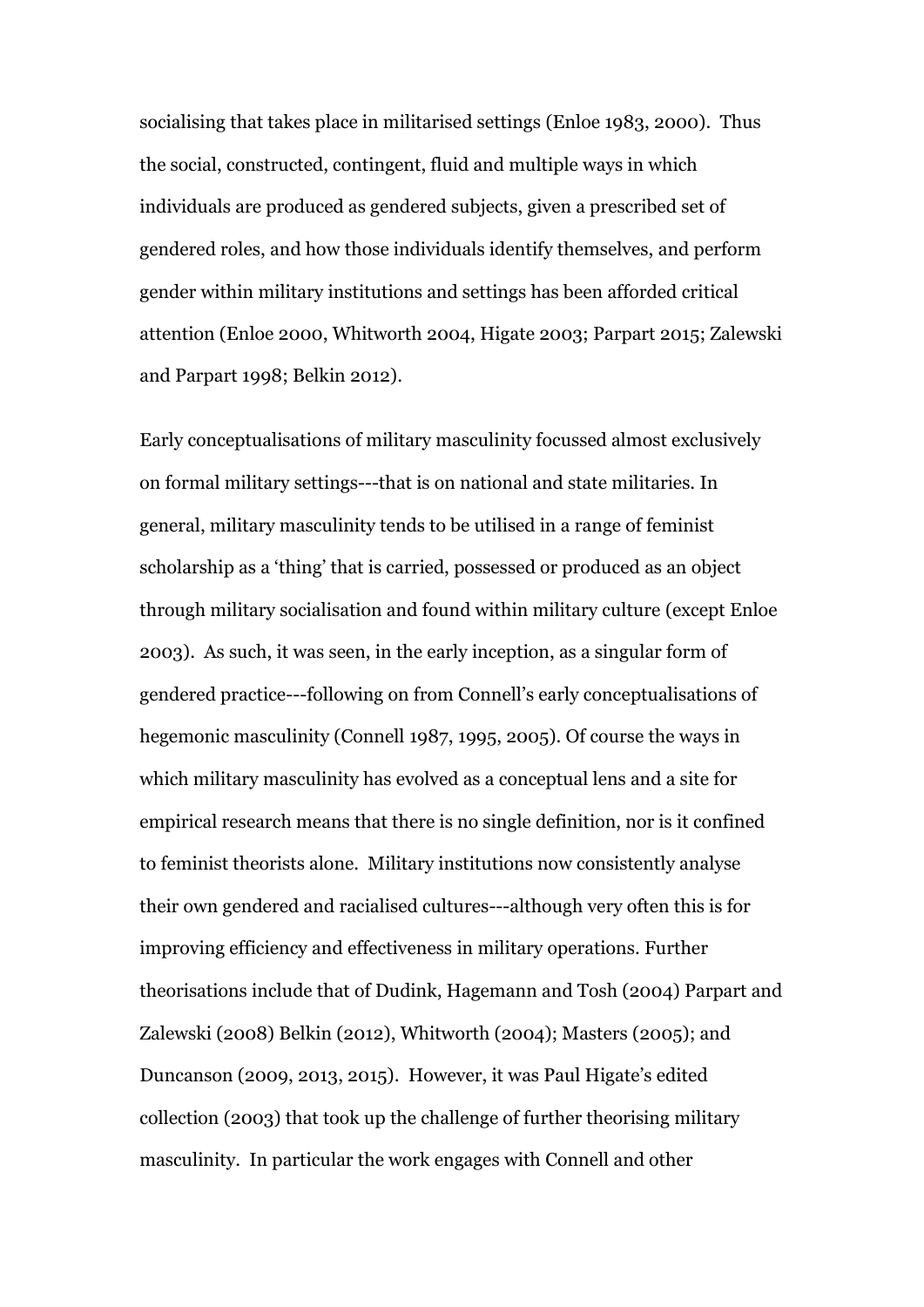socialising that takes place in militarised settings (Enloe 1983, 2000). Thus the social, constructed, contingent, fluid and multiple ways in which individuals are produced as gendered subjects, given a prescribed set of gendered roles, and how those individuals identify themselves, and perform gender within military institutions and settings has been afforded critical attention (Enloe 2000, Whitworth 2004, Higate 2003; Parpart 2015; Zalewski and Parpart 1998; Belkin 2012).

Early conceptualisations of military masculinity focussed almost exclusively on formal military settings---that is on national and state militaries. In general, military masculinity tends to be utilised in a range of feminist scholarship as a 'thing' that is carried, possessed or produced as an object through military socialisation and found within military culture (except Enloe 2003). As such, it was seen, in the early inception, as a singular form of gendered practice---following on from Connell's early conceptualisations of hegemonic masculinity (Connell 1987, 1995, 2005). Of course the ways in which military masculinity has evolved as a conceptual lens and a site for empirical research means that there is no single definition, nor is it confined to feminist theorists alone. Military institutions now consistently analyse their own gendered and racialised cultures---although very often this is for improving efficiency and effectiveness in military operations. Further theorisations include that of Dudink, Hagemann and Tosh (2004) Parpart and Zalewski (2008) Belkin (2012), Whitworth (2004); Masters (2005); and Duncanson (2009, 2013, 2015). However, it was Paul Higate's edited collection (2003) that took up the challenge of further theorising military masculinity. In particular the work engages with Connell and other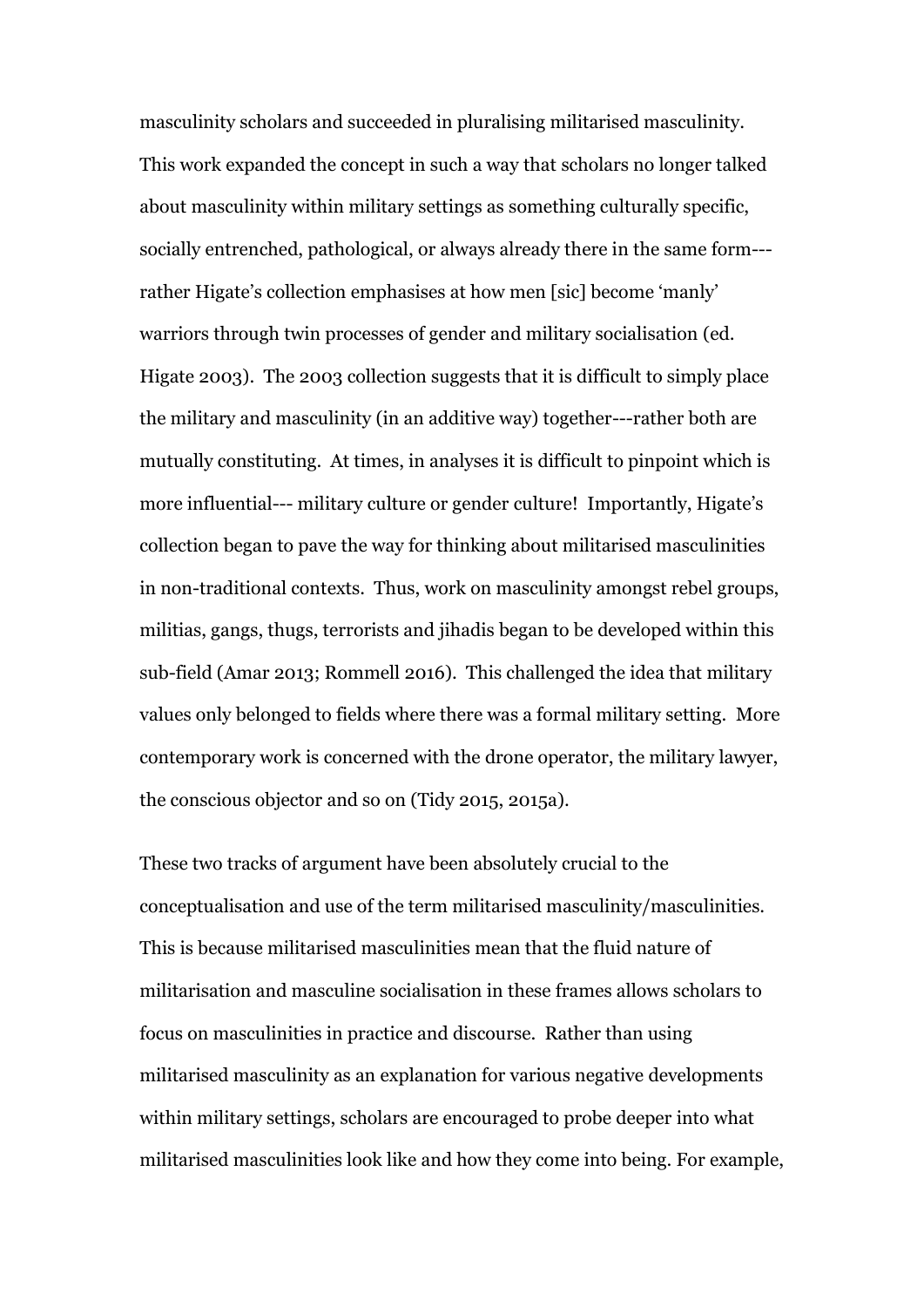masculinity scholars and succeeded in pluralising militarised masculinity. This work expanded the concept in such a way that scholars no longer talked about masculinity within military settings as something culturally specific, socially entrenched, pathological, or always already there in the same form---rather Higate's collection emphasises at how men [sic] become 'manly' warriors through twin processes of gender and military socialisation (ed. Higate 2003). The 2003 collection suggests that it is difficult to simply place the military and masculinity (in an additive way) together---rather both are mutually constituting. At times, in analyses it is difficult to pinpoint which is more influential--- military culture or gender culture! Importantly, Higate's collection began to pave the way for thinking about militarised masculinities in non-traditional contexts. Thus, work on masculinity amongst rebel groups, militias, gangs, thugs, terrorists and jihadis began to be developed within this sub-field (Amar 2013; Rommell 2016). This challenged the idea that military values only belonged to fields where there was a formal military setting. More contemporary work is concerned with the drone operator, the military lawyer, the conscious objector and so on (Tidy 2015, 2015a).

These two tracks of argument have been absolutely crucial to the conceptualisation and use of the term militarised masculinity/masculinities. This is because militarised masculinities mean that the fluid nature of militarisation and masculine socialisation in these frames allows scholars to focus on masculinities in practice and discourse. Rather than using militarised masculinity as an explanation for various negative developments within military settings, scholars are encouraged to probe deeper into what militarised masculinities look like and how they come into being. For example,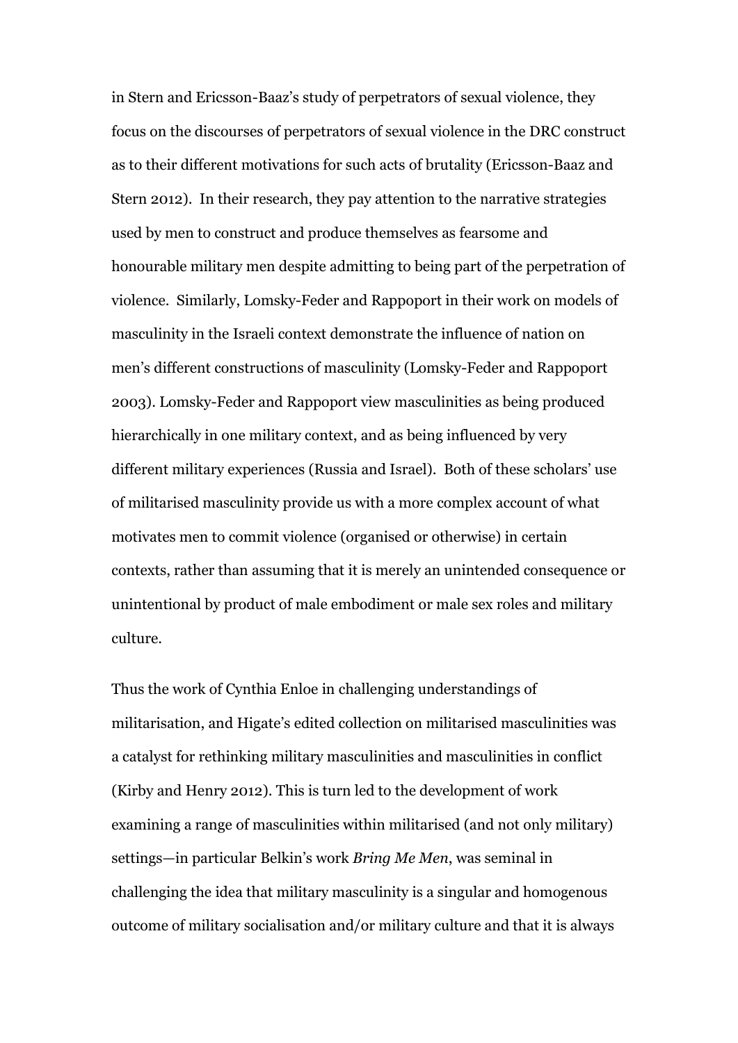in Stern and Ericsson-Baaz's study of perpetrators of sexual violence, they focus on the discourses of perpetrators of sexual violence in the DRC construct as to their different motivations for such acts of brutality (Ericsson-Baaz and Stern 2012). In their research, they pay attention to the narrative strategies used by men to construct and produce themselves as fearsome and honourable military men despite admitting to being part of the perpetration of violence. Similarly, Lomsky-Feder and Rappoport in their work on models of masculinity in the Israeli context demonstrate the influence of nation on men's different constructions of masculinity (Lomsky-Feder and Rappoport 2003). Lomsky-Feder and Rappoport view masculinities as being produced hierarchically in one military context, and as being influenced by very different military experiences (Russia and Israel). Both of these scholars' use of militarised masculinity provide us with a more complex account of what motivates men to commit violence (organised or otherwise) in certain contexts, rather than assuming that it is merely an unintended consequence or unintentional by product of male embodiment or male sex roles and military culture.

Thus the work of Cynthia Enloe in challenging understandings of militarisation, and Higate's edited collection on militarised masculinities was a catalyst for rethinking military masculinities and masculinities in conflict (Kirby and Henry 2012). This is turn led to the development of work examining a range of masculinities within militarised (and not only military) settings—in particular Belkin's work *Bring Me Men*, was seminal in challenging the idea that military masculinity is a singular and homogenous outcome of military socialisation and/or military culture and that it is always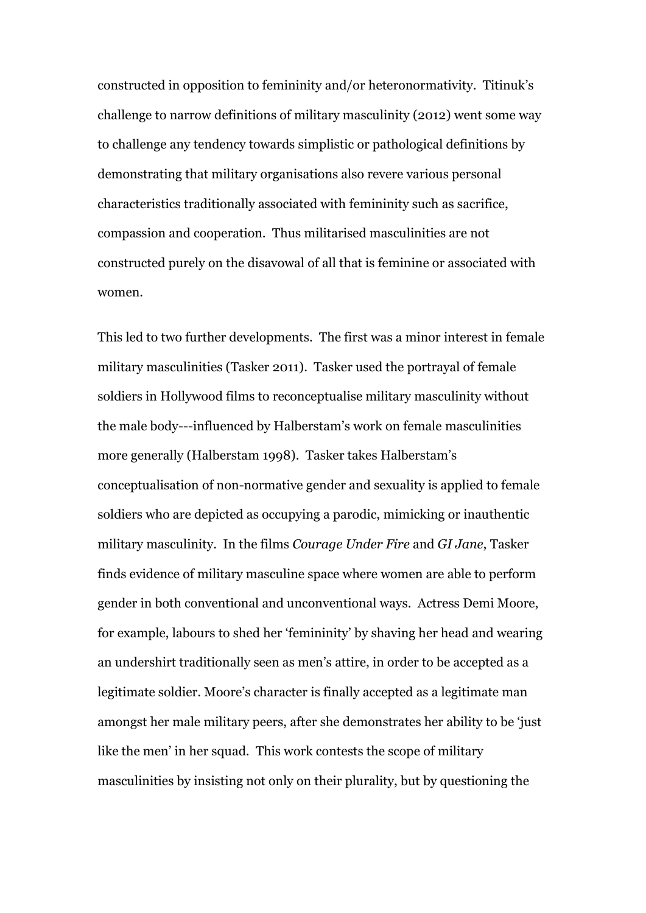constructed in opposition to femininity and/or heteronormativity. Titinuk's challenge to narrow definitions of military masculinity (2012) went some way to challenge any tendency towards simplistic or pathological definitions by demonstrating that military organisations also revere various personal characteristics traditionally associated with femininity such as sacrifice, compassion and cooperation. Thus militarised masculinities are not constructed purely on the disavowal of all that is feminine or associated with women.

This led to two further developments. The first was a minor interest in female military masculinities (Tasker 2011). Tasker used the portrayal of female soldiers in Hollywood films to reconceptualise military masculinity without the male body---influenced by Halberstam's work on female masculinities more generally (Halberstam 1998). Tasker takes Halberstam's conceptualisation of non-normative gender and sexuality is applied to female soldiers who are depicted as occupying a parodic, mimicking or inauthentic military masculinity. In the films *Courage Under Fire* and *GI Jane*, Tasker finds evidence of military masculine space where women are able to perform gender in both conventional and unconventional ways. Actress Demi Moore, for example, labours to shed her 'femininity' by shaving her head and wearing an undershirt traditionally seen as men's attire, in order to be accepted as a legitimate soldier. Moore's character is finally accepted as a legitimate man amongst her male military peers, after she demonstrates her ability to be 'just like the men' in her squad. This work contests the scope of military masculinities by insisting not only on their plurality, but by questioning the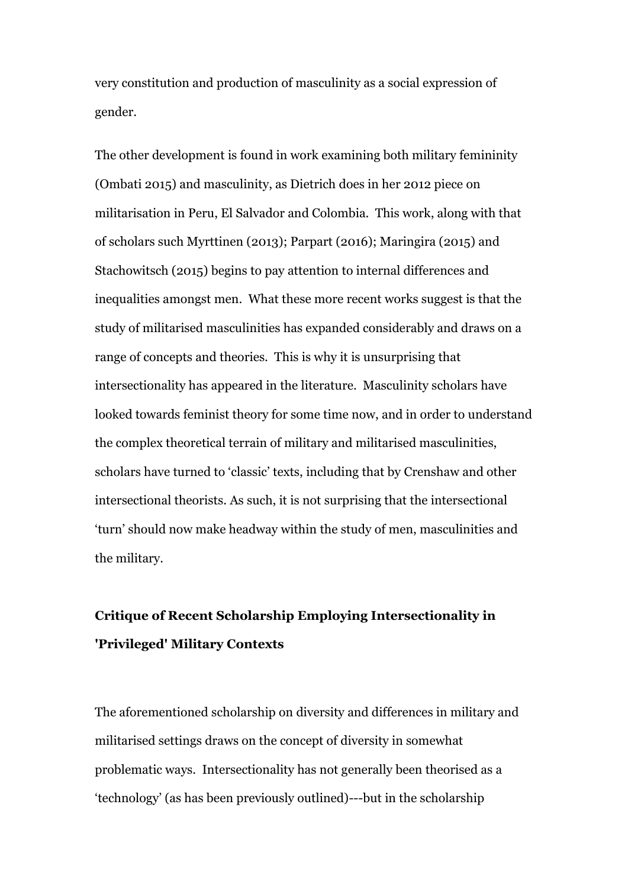very constitution and production of masculinity as a social expression of gender.

The other development is found in work examining both military femininity (Ombati 2015) and masculinity, as Dietrich does in her 2012 piece on militarisation in Peru, El Salvador and Colombia. This work, along with that of scholars such Myrttinen (2013); Parpart (2016); Maringira (2015) and Stachowitsch (2015) begins to pay attention to internal differences and inequalities amongst men. What these more recent works suggest is that the study of militarised masculinities has expanded considerably and draws on a range of concepts and theories. This is why it is unsurprising that intersectionality has appeared in the literature. Masculinity scholars have looked towards feminist theory for some time now, and in order to understand the complex theoretical terrain of military and militarised masculinities, scholars have turned to 'classic' texts, including that by Crenshaw and other intersectional theorists. As such, it is not surprising that the intersectional 'turn' should now make headway within the study of men, masculinities and the military.

## Critique of Recent Scholarship Employing Intersectionality in 'Privileged' Military Contexts

The aforementioned scholarship on diversity and differences in military and militarised settings draws on the concept of diversity in somewhat problematic ways. Intersectionality has not generally been theorised as a 'technology' (as has been previously outlined)---but in the scholarship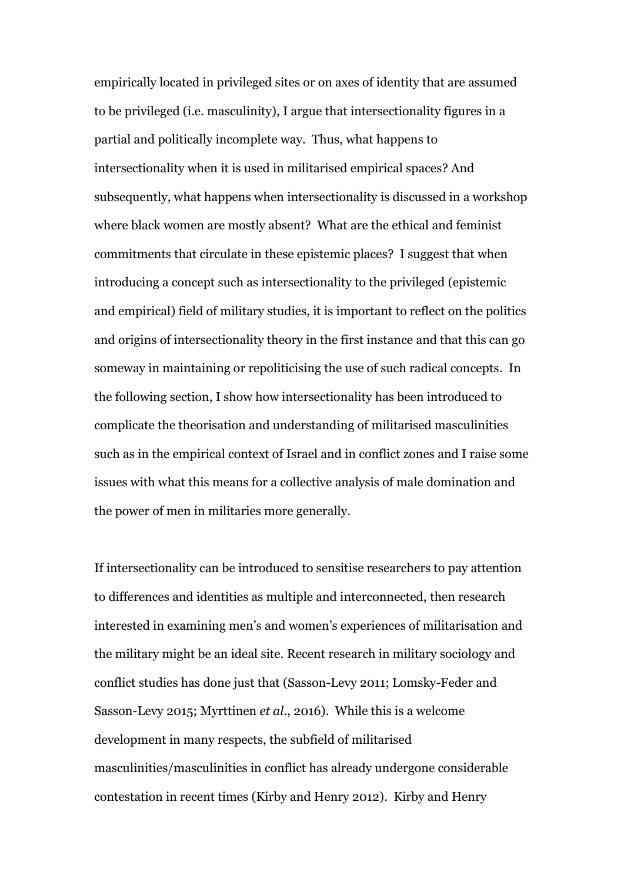empirically located in privileged sites or on axes of identity that are assumed to be privileged (i.e. masculinity), I argue that intersectionality figures in a partial and politically incomplete way. Thus, what happens to intersectionality when it is used in militarised empirical spaces? And subsequently, what happens when intersectionality is discussed in a workshop where black women are mostly absent? What are the ethical and feminist commitments that circulate in these epistemic places? I suggest that when introducing a concept such as intersectionality to the privileged (epistemic and empirical) field of military studies, it is important to reflect on the politics and origins of intersectionality theory in the first instance and that this can go someway in maintaining or repoliticising the use of such radical concepts. In the following section, I show how intersectionality has been introduced to complicate the theorisation and understanding of militarised masculinities such as in the empirical context of Israel and in conflict zones and I raise some issues with what this means for a collective analysis of male domination and the power of men in militaries more generally.

If intersectionality can be introduced to sensitise researchers to pay attention to differences and identities as multiple and interconnected, then research interested in examining men's and women's experiences of militarisation and the military might be an ideal site. Recent research in military sociology and conflict studies has done just that (Sasson-Levy 2011; Lomsky-Feder and Sasson-Levy 2015; Myrttinen *et al.*, 2016). While this is a welcome development in many respects, the subfield of militarised masculinities/masculinities in conflict has already undergone considerable contestation in recent times (Kirby and Henry 2012). Kirby and Henry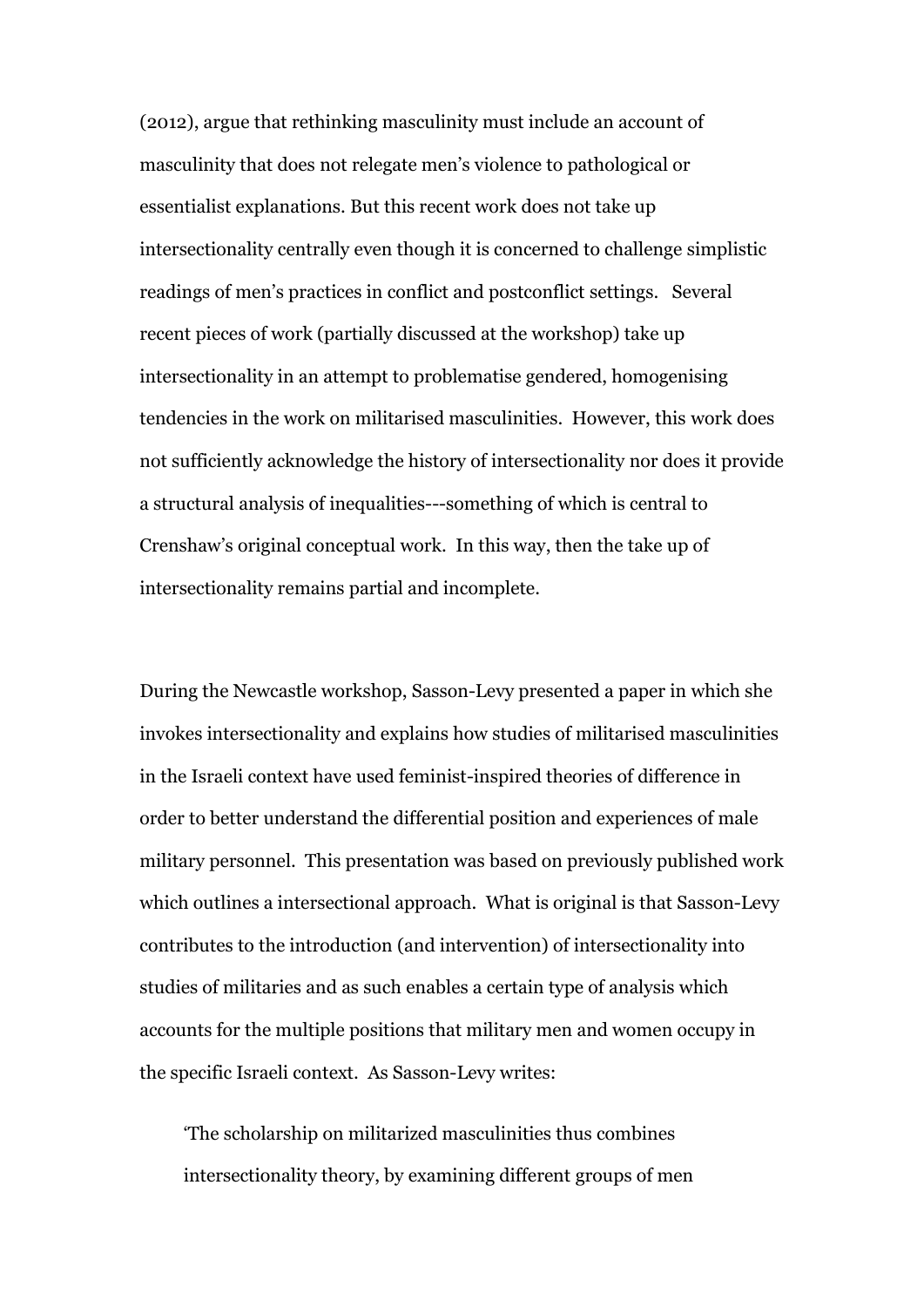(2012), argue that rethinking masculinity must include an account of masculinity that does not relegate men's violence to pathological or essentialist explanations. But this recent work does not take up intersectionality centrally even though it is concerned to challenge simplistic readings of men's practices in conflict and postconflict settings. Several recent pieces of work (partially discussed at the workshop) take up intersectionality in an attempt to problematise gendered, homogenising tendencies in the work on militarised masculinities. However, this work does not sufficiently acknowledge the history of intersectionality nor does it provide a structural analysis of inequalities---something of which is central to Crenshaw's original conceptual work. In this way, then the take up of intersectionality remains partial and incomplete.

During the Newcastle workshop, Sasson-Levy presented a paper in which she invokes intersectionality and explains how studies of militarised masculinities in the Israeli context have used feminist-inspired theories of difference in order to better understand the differential position and experiences of male military personnel. This presentation was based on previously published work which outlines a intersectional approach. What is original is that Sasson-Levy contributes to the introduction (and intervention) of intersectionality into studies of militaries and as such enables a certain type of analysis which accounts for the multiple positions that military men and women occupy in the specific Israeli context. As Sasson-Levy writes:

> 'The scholarship on militarized masculinities thus combines intersectionality theory, by examining different groups of men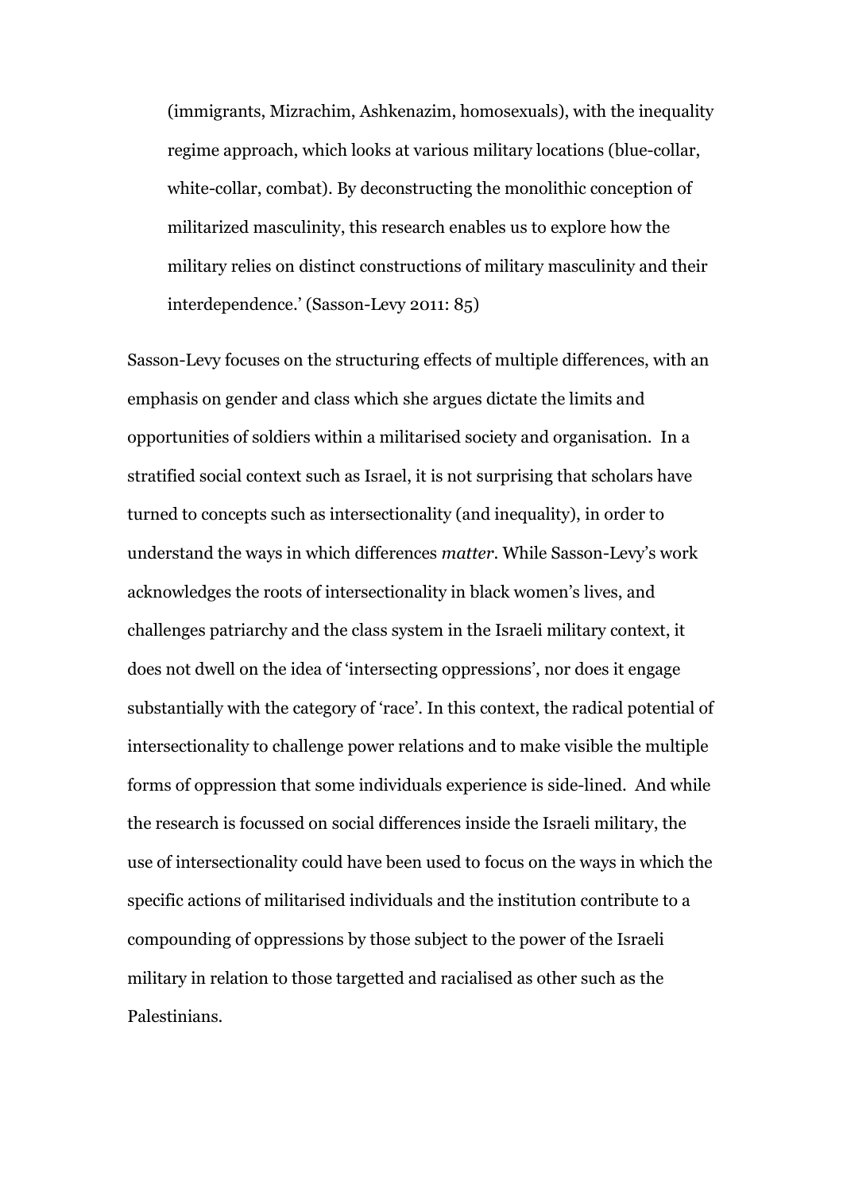(immigrants, Mizrachim, Ashkenazim, homosexuals), with the inequality regime approach, which looks at various military locations (blue-collar, white-collar, combat). By deconstructing the monolithic conception of militarized masculinity, this research enables us to explore how the military relies on distinct constructions of military masculinity and their interdependence.' (Sasson-Levy 2011: 85)

Sasson-Levy focuses on the structuring effects of multiple differences, with an emphasis on gender and class which she argues dictate the limits and opportunities of soldiers within a militarised society and organisation. In a stratified social context such as Israel, it is not surprising that scholars have turned to concepts such as intersectionality (and inequality), in order to understand the ways in which differences *matter*. While Sasson-Levy's work acknowledges the roots of intersectionality in black women's lives, and challenges patriarchy and the class system in the Israeli military context, it does not dwell on the idea of 'intersecting oppressions', nor does it engage substantially with the category of 'race'. In this context, the radical potential of intersectionality to challenge power relations and to make visible the multiple forms of oppression that some individuals experience is side-lined. And while the research is focussed on social differences inside the Israeli military, the use of intersectionality could have been used to focus on the ways in which the specific actions of militarised individuals and the institution contribute to a compounding of oppressions by those subject to the power of the Israeli military in relation to those targetted and racialised as other such as the Palestinians.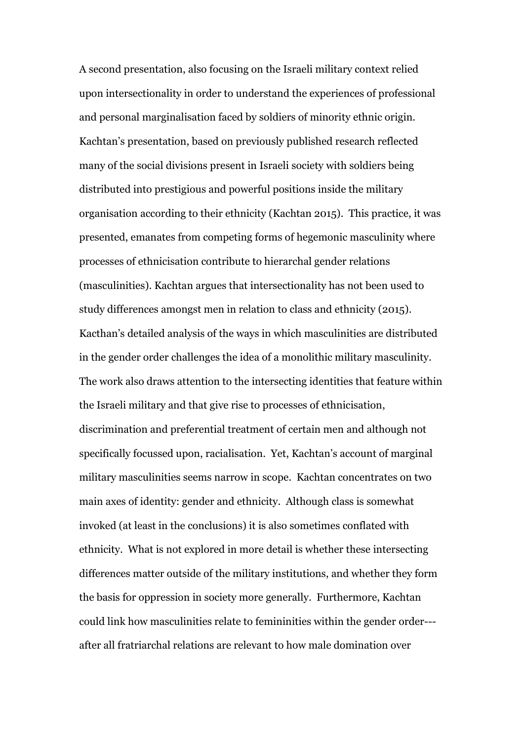A second presentation, also focusing on the Israeli military context relied upon intersectionality in order to understand the experiences of professional and personal marginalisation faced by soldiers of minority ethnic origin. Kachtan's presentation, based on previously published research reflected many of the social divisions present in Israeli society with soldiers being distributed into prestigious and powerful positions inside the military organisation according to their ethnicity (Kachtan 2015). This practice, it was presented, emanates from competing forms of hegemonic masculinity where processes of ethnicisation contribute to hierarchal gender relations (masculinities). Kachtan argues that intersectionality has not been used to study differences amongst men in relation to class and ethnicity (2015). Kacthan's detailed analysis of the ways in which masculinities are distributed in the gender order challenges the idea of a monolithic military masculinity. The work also draws attention to the intersecting identities that feature within the Israeli military and that give rise to processes of ethnicisation, discrimination and preferential treatment of certain men and although not specifically focussed upon, racialisation. Yet, Kachtan's account of marginal military masculinities seems narrow in scope. Kachtan concentrates on two main axes of identity: gender and ethnicity. Although class is somewhat invoked (at least in the conclusions) it is also sometimes conflated with ethnicity. What is not explored in more detail is whether these intersecting differences matter outside of the military institutions, and whether they form the basis for oppression in society more generally. Furthermore, Kachtan could link how masculinities relate to femininities within the gender order---after all fratriarchal relations are relevant to how male domination over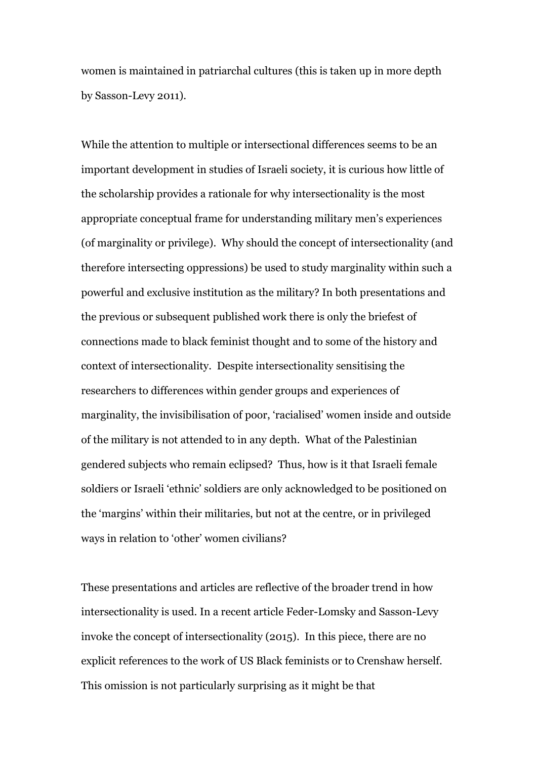women is maintained in patriarchal cultures (this is taken up in more depth by Sasson-Levy 2011).

While the attention to multiple or intersectional differences seems to be an important development in studies of Israeli society, it is curious how little of the scholarship provides a rationale for why intersectionality is the most appropriate conceptual frame for understanding military men's experiences (of marginality or privilege). Why should the concept of intersectionality (and therefore intersecting oppressions) be used to study marginality within such a powerful and exclusive institution as the military? In both presentations and the previous or subsequent published work there is only the briefest of connections made to black feminist thought and to some of the history and context of intersectionality. Despite intersectionality sensitising the researchers to differences within gender groups and experiences of marginality, the invisibilisation of poor, 'racialised' women inside and outside of the military is not attended to in any depth. What of the Palestinian gendered subjects who remain eclipsed? Thus, how is it that Israeli female soldiers or Israeli 'ethnic' soldiers are only acknowledged to be positioned on the 'margins' within their militaries, but not at the centre, or in privileged ways in relation to 'other' women civilians?

These presentations and articles are reflective of the broader trend in how intersectionality is used. In a recent article Feder-Lomsky and Sasson-Levy invoke the concept of intersectionality (2015). In this piece, there are no explicit references to the work of US Black feminists or to Crenshaw herself. This omission is not particularly surprising as it might be that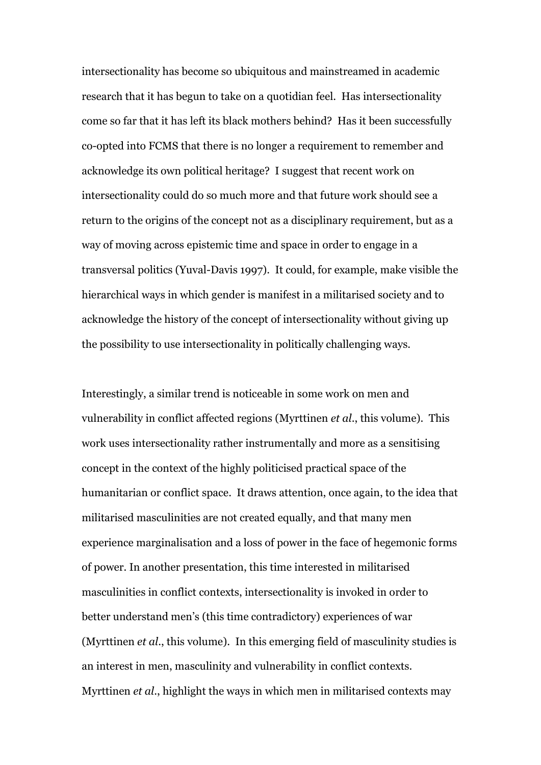intersectionality has become so ubiquitous and mainstreamed in academic research that it has begun to take on a quotidian feel. Has intersectionality come so far that it has left its black mothers behind? Has it been successfully co-opted into FCMS that there is no longer a requirement to remember and acknowledge its own political heritage? I suggest that recent work on intersectionality could do so much more and that future work should see a return to the origins of the concept not as a disciplinary requirement, but as a way of moving across epistemic time and space in order to engage in a transversal politics (Yuval-Davis 1997). It could, for example, make visible the hierarchical ways in which gender is manifest in a militarised society and to acknowledge the history of the concept of intersectionality without giving up the possibility to use intersectionality in politically challenging ways.

Interestingly, a similar trend is noticeable in some work on men and vulnerability in conflict affected regions (Myrttinen *et al.*, this volume). This work uses intersectionality rather instrumentally and more as a sensitising concept in the context of the highly politicised practical space of the humanitarian or conflict space. It draws attention, once again, to the idea that militarised masculinities are not created equally, and that many men experience marginalisation and a loss of power in the face of hegemonic forms of power. In another presentation, this time interested in militarised masculinities in conflict contexts, intersectionality is invoked in order to better understand men's (this time contradictory) experiences of war (Myrttinen *et al.*, this volume). In this emerging field of masculinity studies is an interest in men, masculinity and vulnerability in conflict contexts. Myrttinen *et al.*, highlight the ways in which men in militarised contexts may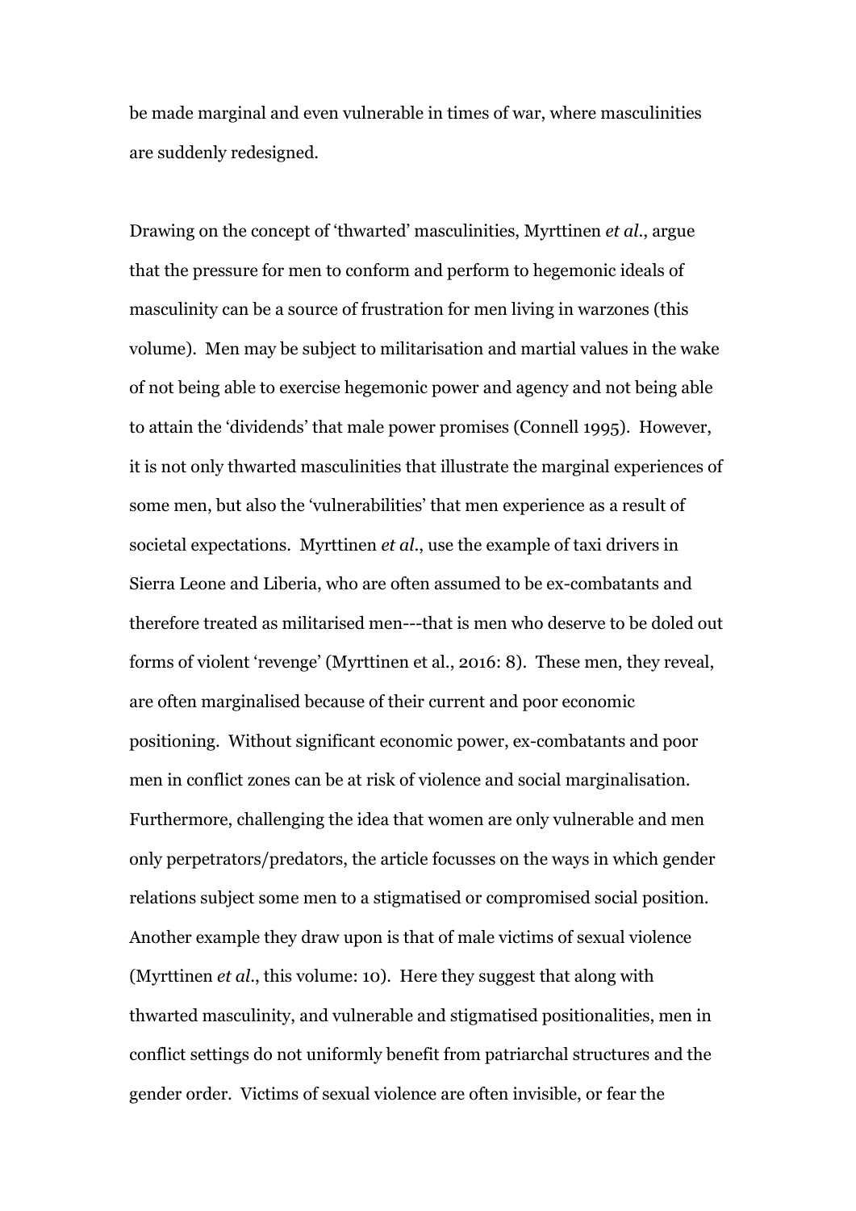be made marginal and even vulnerable in times of war, where masculinities are suddenly redesigned.

Drawing on the concept of 'thwarted' masculinities, Myrttinen *et al*., argue that the pressure for men to conform and perform to hegemonic ideals of masculinity can be a source of frustration for men living in warzones (this volume). Men may be subject to militarisation and martial values in the wake of not being able to exercise hegemonic power and agency and not being able to attain the 'dividends' that male power promises (Connell 1995). However, it is not only thwarted masculinities that illustrate the marginal experiences of some men, but also the 'vulnerabilities' that men experience as a result of societal expectations. Myrttinen *et al*., use the example of taxi drivers in Sierra Leone and Liberia, who are often assumed to be ex-combatants and therefore treated as militarised men---that is men who deserve to be doled out forms of violent 'revenge' (Myrttinen et al., 2016: 8). These men, they reveal, are often marginalised because of their current and poor economic positioning. Without significant economic power, ex-combatants and poor men in conflict zones can be at risk of violence and social marginalisation. Furthermore, challenging the idea that women are only vulnerable and men only perpetrators/predators, the article focusses on the ways in which gender relations subject some men to a stigmatised or compromised social position. Another example they draw upon is that of male victims of sexual violence (Myrttinen *et al*., this volume: 10). Here they suggest that along with thwarted masculinity, and vulnerable and stigmatised positionalities, men in conflict settings do not uniformly benefit from patriarchal structures and the gender order. Victims of sexual violence are often invisible, or fear the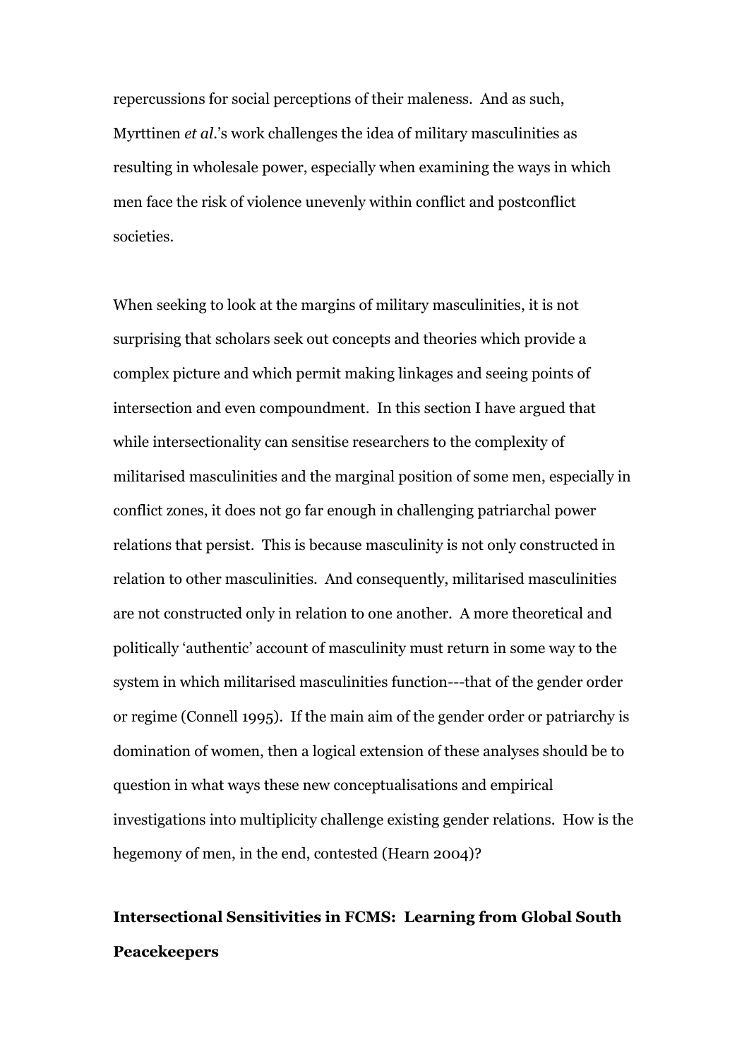repercussions for social perceptions of their maleness. And as such, Myrttinen *et al*.'s work challenges the idea of military masculinities as resulting in wholesale power, especially when examining the ways in which men face the risk of violence unevenly within conflict and postconflict societies.

When seeking to look at the margins of military masculinities, it is not surprising that scholars seek out concepts and theories which provide a complex picture and which permit making linkages and seeing points of intersection and even compoundment. In this section I have argued that while intersectionality can sensitise researchers to the complexity of militarised masculinities and the marginal position of some men, especially in conflict zones, it does not go far enough in challenging patriarchal power relations that persist. This is because masculinity is not only constructed in relation to other masculinities. And consequently, militarised masculinities are not constructed only in relation to one another. A more theoretical and politically 'authentic' account of masculinity must return in some way to the system in which militarised masculinities function---that of the gender order or regime (Connell 1995). If the main aim of the gender order or patriarchy is domination of women, then a logical extension of these analyses should be to question in what ways these new conceptualisations and empirical investigations into multiplicity challenge existing gender relations. How is the hegemony of men, in the end, contested (Hearn 2004)?

## Intersectional Sensitivities in FCMS: Learning from Global South Peacekeepers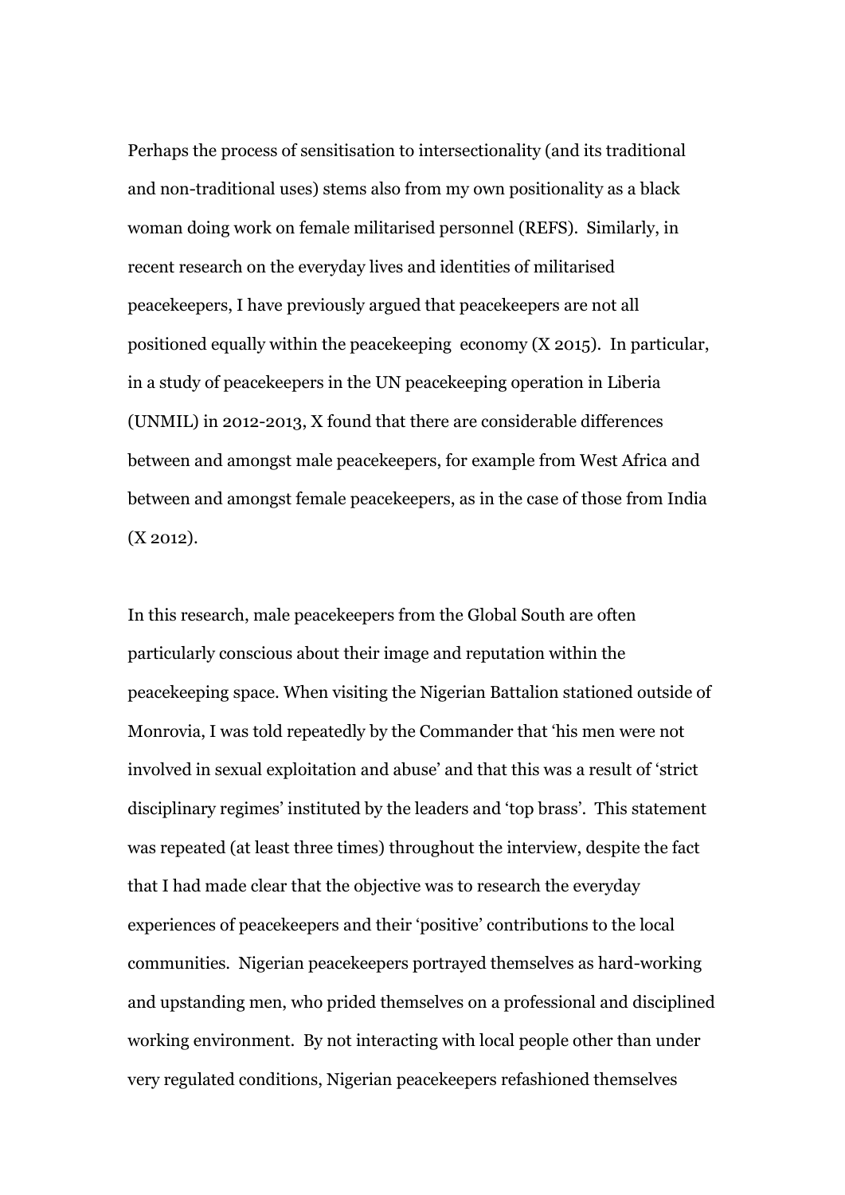Perhaps the process of sensitisation to intersectionality (and its traditional and non-traditional uses) stems also from my own positionality as a black woman doing work on female militarised personnel (REFS). Similarly, in recent research on the everyday lives and identities of militarised peacekeepers, I have previously argued that peacekeepers are not all positioned equally within the peacekeeping economy (X 2015). In particular, in a study of peacekeepers in the UN peacekeeping operation in Liberia (UNMIL) in 2012-2013, X found that there are considerable differences between and amongst male peacekeepers, for example from West Africa and between and amongst female peacekeepers, as in the case of those from India (X 2012).

In this research, male peacekeepers from the Global South are often particularly conscious about their image and reputation within the peacekeeping space. When visiting the Nigerian Battalion stationed outside of Monrovia, I was told repeatedly by the Commander that 'his men were not involved in sexual exploitation and abuse' and that this was a result of 'strict disciplinary regimes' instituted by the leaders and 'top brass'. This statement was repeated (at least three times) throughout the interview, despite the fact that I had made clear that the objective was to research the everyday experiences of peacekeepers and their 'positive' contributions to the local communities. Nigerian peacekeepers portrayed themselves as hard-working and upstanding men, who prided themselves on a professional and disciplined working environment. By not interacting with local people other than under very regulated conditions, Nigerian peacekeepers refashioned themselves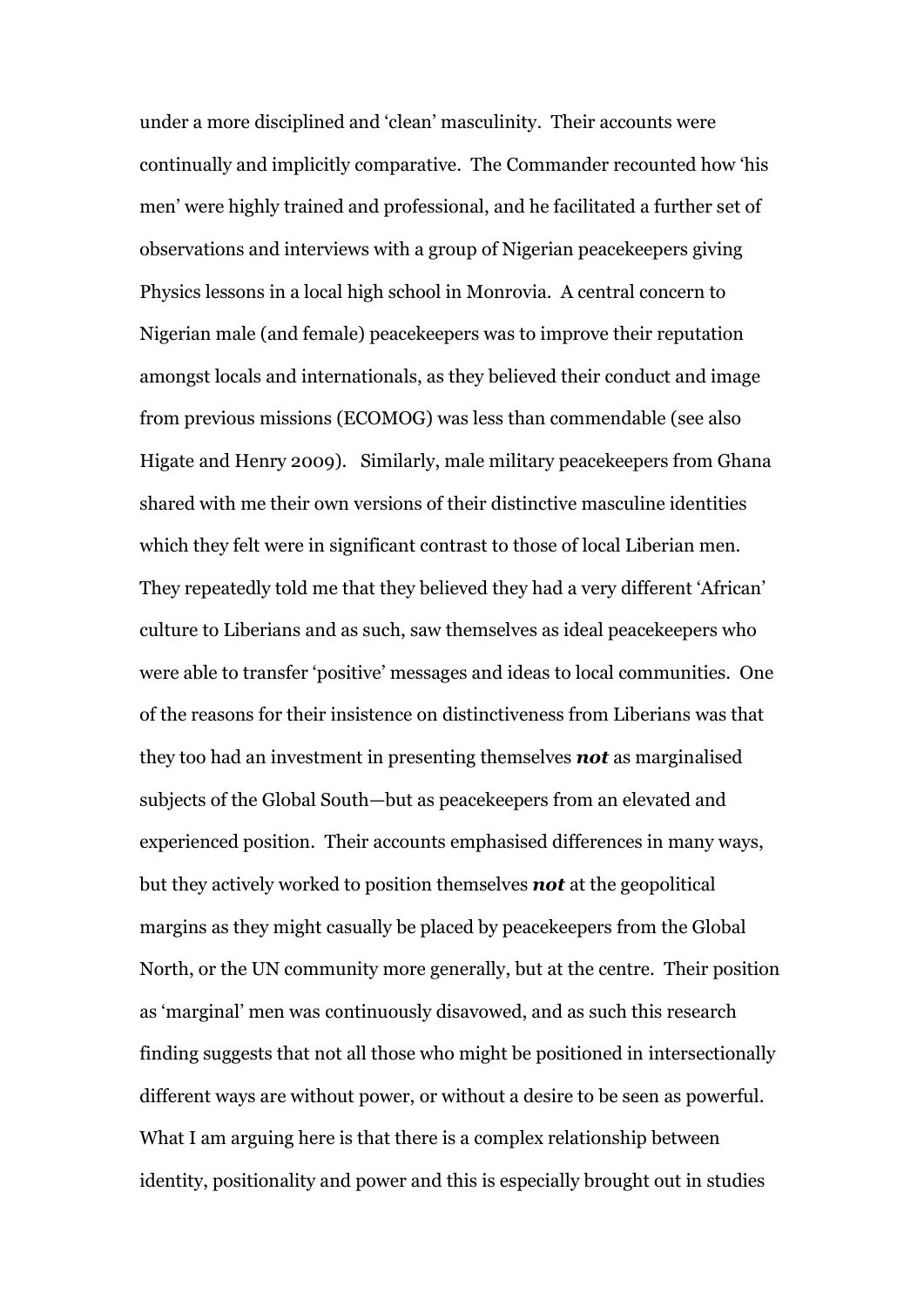under a more disciplined and 'clean' masculinity. Their accounts were continually and implicitly comparative. The Commander recounted how 'his men' were highly trained and professional, and he facilitated a further set of observations and interviews with a group of Nigerian peacekeepers giving Physics lessons in a local high school in Monrovia. A central concern to Nigerian male (and female) peacekeepers was to improve their reputation amongst locals and internationals, as they believed their conduct and image from previous missions (ECOMOG) was less than commendable (see also Higate and Henry 2009). Similarly, male military peacekeepers from Ghana shared with me their own versions of their distinctive masculine identities which they felt were in significant contrast to those of local Liberian men. They repeatedly told me that they believed they had a very different 'African' culture to Liberians and as such, saw themselves as ideal peacekeepers who were able to transfer 'positive' messages and ideas to local communities. One of the reasons for their insistence on distinctiveness from Liberians was that they too had an investment in presenting themselves ***not*** as marginalised subjects of the Global South—but as peacekeepers from an elevated and experienced position. Their accounts emphasised differences in many ways, but they actively worked to position themselves ***not*** at the geopolitical margins as they might casually be placed by peacekeepers from the Global North, or the UN community more generally, but at the centre. Their position as 'marginal' men was continuously disavowed, and as such this research finding suggests that not all those who might be positioned in intersectionally different ways are without power, or without a desire to be seen as powerful. What I am arguing here is that there is a complex relationship between identity, positionality and power and this is especially brought out in studies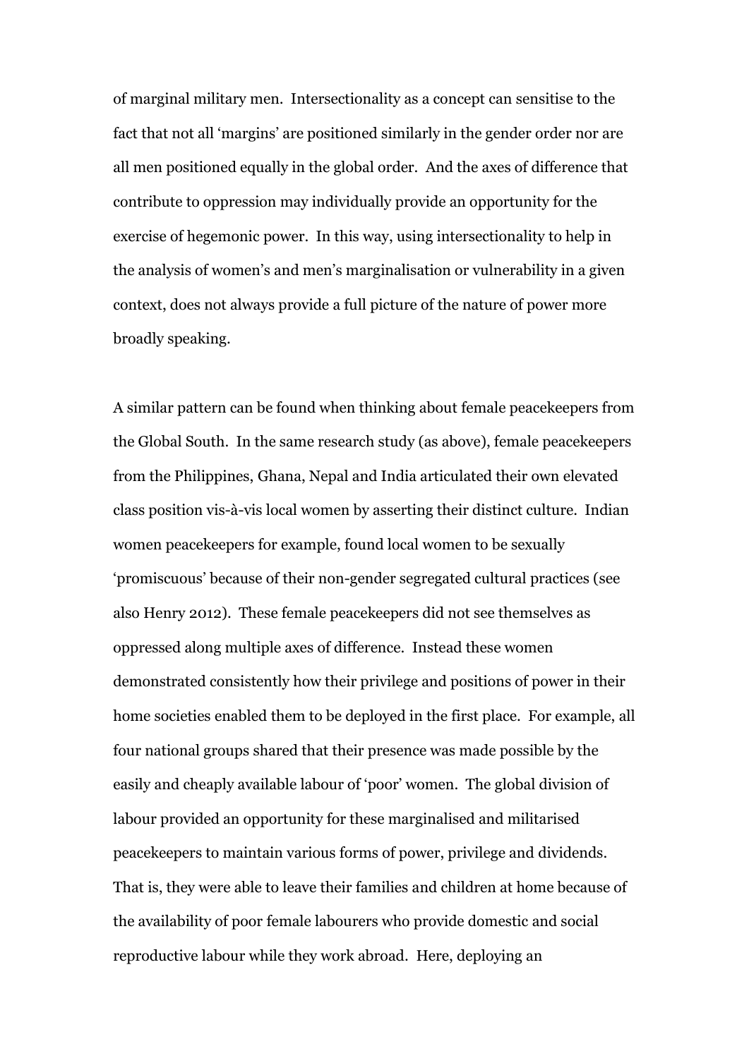of marginal military men. Intersectionality as a concept can sensitise to the fact that not all 'margins' are positioned similarly in the gender order nor are all men positioned equally in the global order. And the axes of difference that contribute to oppression may individually provide an opportunity for the exercise of hegemonic power. In this way, using intersectionality to help in the analysis of women's and men's marginalisation or vulnerability in a given context, does not always provide a full picture of the nature of power more broadly speaking.

A similar pattern can be found when thinking about female peacekeepers from the Global South. In the same research study (as above), female peacekeepers from the Philippines, Ghana, Nepal and India articulated their own elevated class position vis-à-vis local women by asserting their distinct culture. Indian women peacekeepers for example, found local women to be sexually 'promiscuous' because of their non-gender segregated cultural practices (see also Henry 2012). These female peacekeepers did not see themselves as oppressed along multiple axes of difference. Instead these women demonstrated consistently how their privilege and positions of power in their home societies enabled them to be deployed in the first place. For example, all four national groups shared that their presence was made possible by the easily and cheaply available labour of 'poor' women. The global division of labour provided an opportunity for these marginalised and militarised peacekeepers to maintain various forms of power, privilege and dividends. That is, they were able to leave their families and children at home because of the availability of poor female labourers who provide domestic and social reproductive labour while they work abroad. Here, deploying an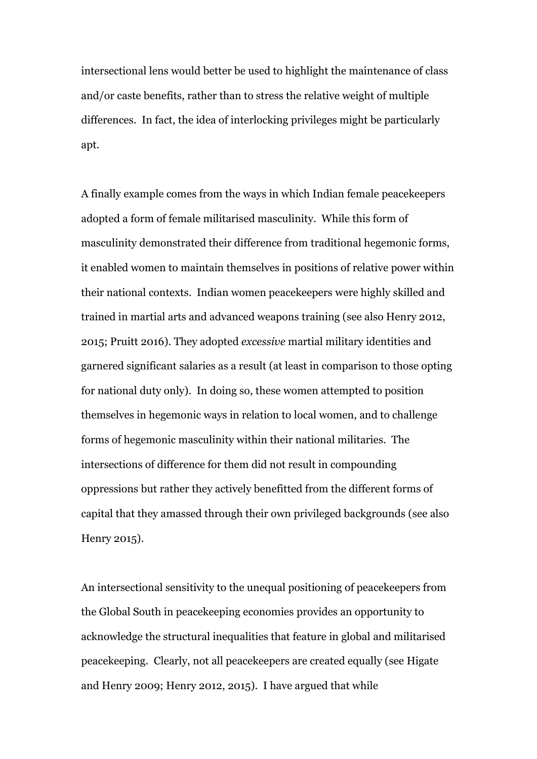intersectional lens would better be used to highlight the maintenance of class and/or caste benefits, rather than to stress the relative weight of multiple differences. In fact, the idea of interlocking privileges might be particularly apt.

A finally example comes from the ways in which Indian female peacekeepers adopted a form of female militarised masculinity. While this form of masculinity demonstrated their difference from traditional hegemonic forms, it enabled women to maintain themselves in positions of relative power within their national contexts. Indian women peacekeepers were highly skilled and trained in martial arts and advanced weapons training (see also Henry 2012, 2015; Pruitt 2016). They adopted *excessive* martial military identities and garnered significant salaries as a result (at least in comparison to those opting for national duty only). In doing so, these women attempted to position themselves in hegemonic ways in relation to local women, and to challenge forms of hegemonic masculinity within their national militaries. The intersections of difference for them did not result in compounding oppressions but rather they actively benefitted from the different forms of capital that they amassed through their own privileged backgrounds (see also Henry 2015).

An intersectional sensitivity to the unequal positioning of peacekeepers from the Global South in peacekeeping economies provides an opportunity to acknowledge the structural inequalities that feature in global and militarised peacekeeping. Clearly, not all peacekeepers are created equally (see Higate and Henry 2009; Henry 2012, 2015). I have argued that while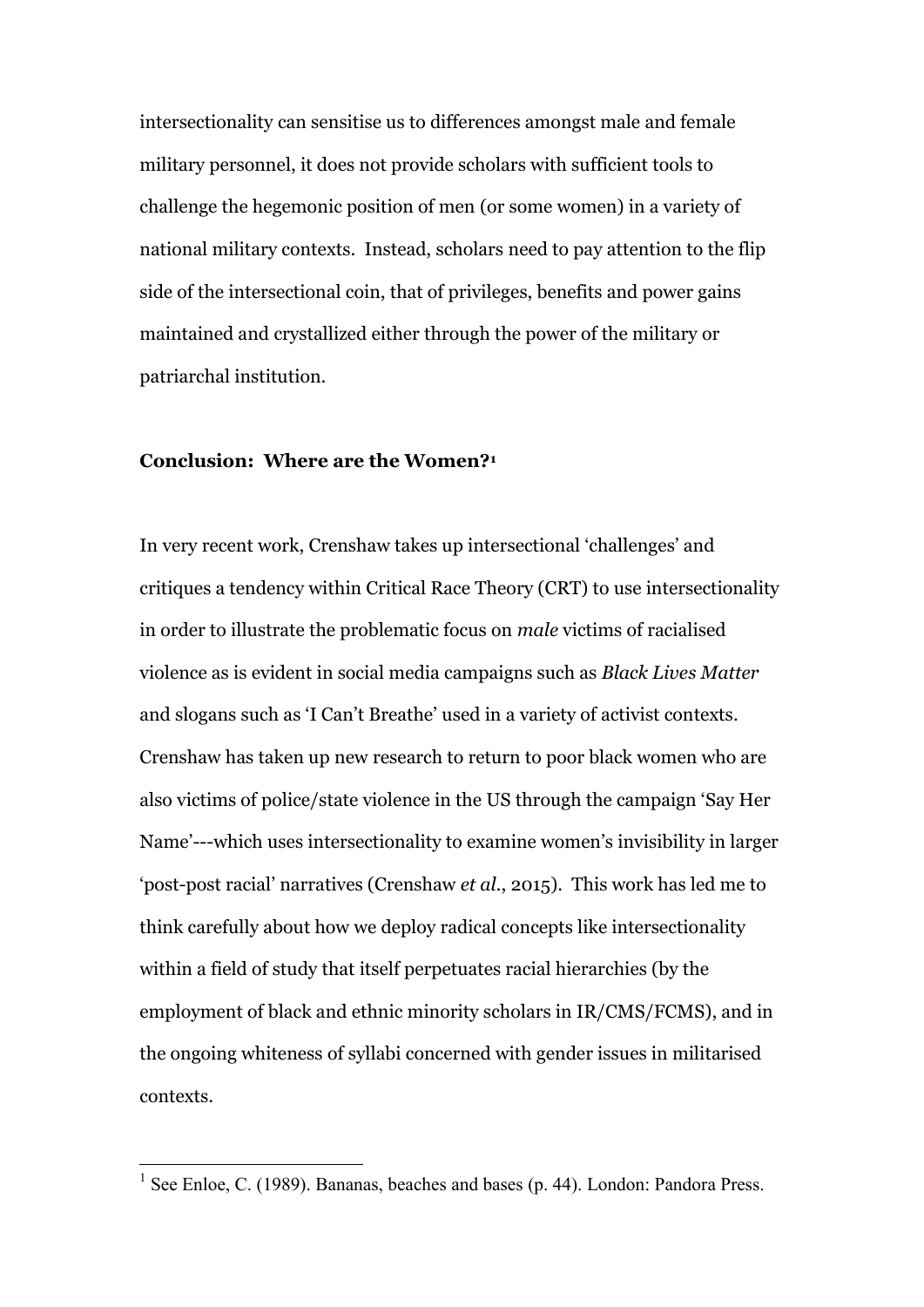intersectionality can sensitise us to differences amongst male and female military personnel, it does not provide scholars with sufficient tools to challenge the hegemonic position of men (or some women) in a variety of national military contexts. Instead, scholars need to pay attention to the flip side of the intersectional coin, that of privileges, benefits and power gains maintained and crystallized either through the power of the military or patriarchal institution.

## Conclusion: Where are the Women?[1]

In very recent work, Crenshaw takes up intersectional 'challenges' and critiques a tendency within Critical Race Theory (CRT) to use intersectionality in order to illustrate the problematic focus on *male* victims of racialised violence as is evident in social media campaigns such as *Black Lives Matter* and slogans such as 'I Can't Breathe' used in a variety of activist contexts. Crenshaw has taken up new research to return to poor black women who are also victims of police/state violence in the US through the campaign 'Say Her Name'---which uses intersectionality to examine women's invisibility in larger 'post-post racial' narratives (Crenshaw *et al.*, 2015). This work has led me to think carefully about how we deploy radical concepts like intersectionality within a field of study that itself perpetuates racial hierarchies (by the employment of black and ethnic minority scholars in IR/CMS/FCMS), and in the ongoing whiteness of syllabi concerned with gender issues in militarised contexts.

[1] See Enloe, C. (1989). Bananas, beaches and bases (p. 44). London: Pandora Press.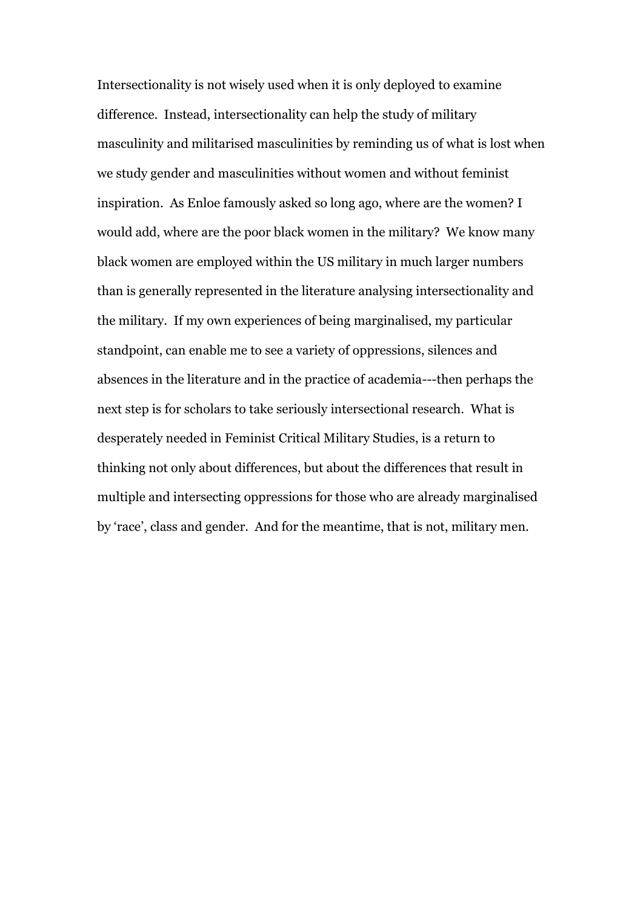Intersectionality is not wisely used when it is only deployed to examine difference. Instead, intersectionality can help the study of military masculinity and militarised masculinities by reminding us of what is lost when we study gender and masculinities without women and without feminist inspiration. As Enloe famously asked so long ago, where are the women? I would add, where are the poor black women in the military? We know many black women are employed within the US military in much larger numbers than is generally represented in the literature analysing intersectionality and the military. If my own experiences of being marginalised, my particular standpoint, can enable me to see a variety of oppressions, silences and absences in the literature and in the practice of academia---then perhaps the next step is for scholars to take seriously intersectional research. What is desperately needed in Feminist Critical Military Studies, is a return to thinking not only about differences, but about the differences that result in multiple and intersecting oppressions for those who are already marginalised by 'race', class and gender. And for the meantime, that is not, military men.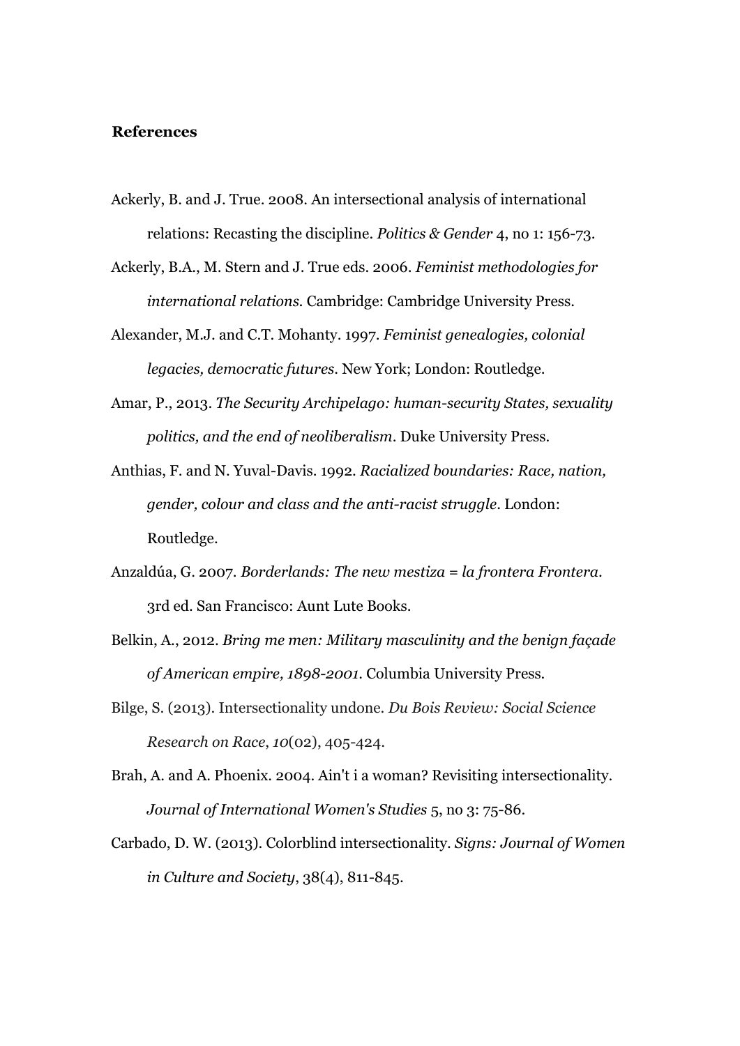**References**

Ackerly, B. and J. True. 2008. An intersectional analysis of international relations: Recasting the discipline. *Politics & Gender* 4, no 1: 156-73.

Ackerly, B.A., M. Stern and J. True eds. 2006. *Feminist methodologies for international relations*. Cambridge: Cambridge University Press.

Alexander, M.J. and C.T. Mohanty. 1997. *Feminist genealogies, colonial legacies, democratic futures*. New York; London: Routledge.

Amar, P., 2013. *The Security Archipelago: human-security States, sexuality politics, and the end of neoliberalism*. Duke University Press.

Anthias, F. and N. Yuval-Davis. 1992. *Racialized boundaries: Race, nation, gender, colour and class and the anti-racist struggle*. London: Routledge.

Anzaldúa, G. 2007. *Borderlands: The new mestiza = la frontera Frontera*. 3rd ed. San Francisco: Aunt Lute Books.

Belkin, A., 2012. *Bring me men: Military masculinity and the benign façade of American empire, 1898-2001*. Columbia University Press.

Bilge, S. (2013). Intersectionality undone. *Du Bois Review: Social Science Research on Race*, *10*(02), 405-424.

Brah, A. and A. Phoenix. 2004. Ain't i a woman? Revisiting intersectionality. *Journal of International Women's Studies* 5, no 3: 75-86.

Carbado, D. W. (2013). Colorblind intersectionality. *Signs: Journal of Women in Culture and Society*, 38(4), 811-845.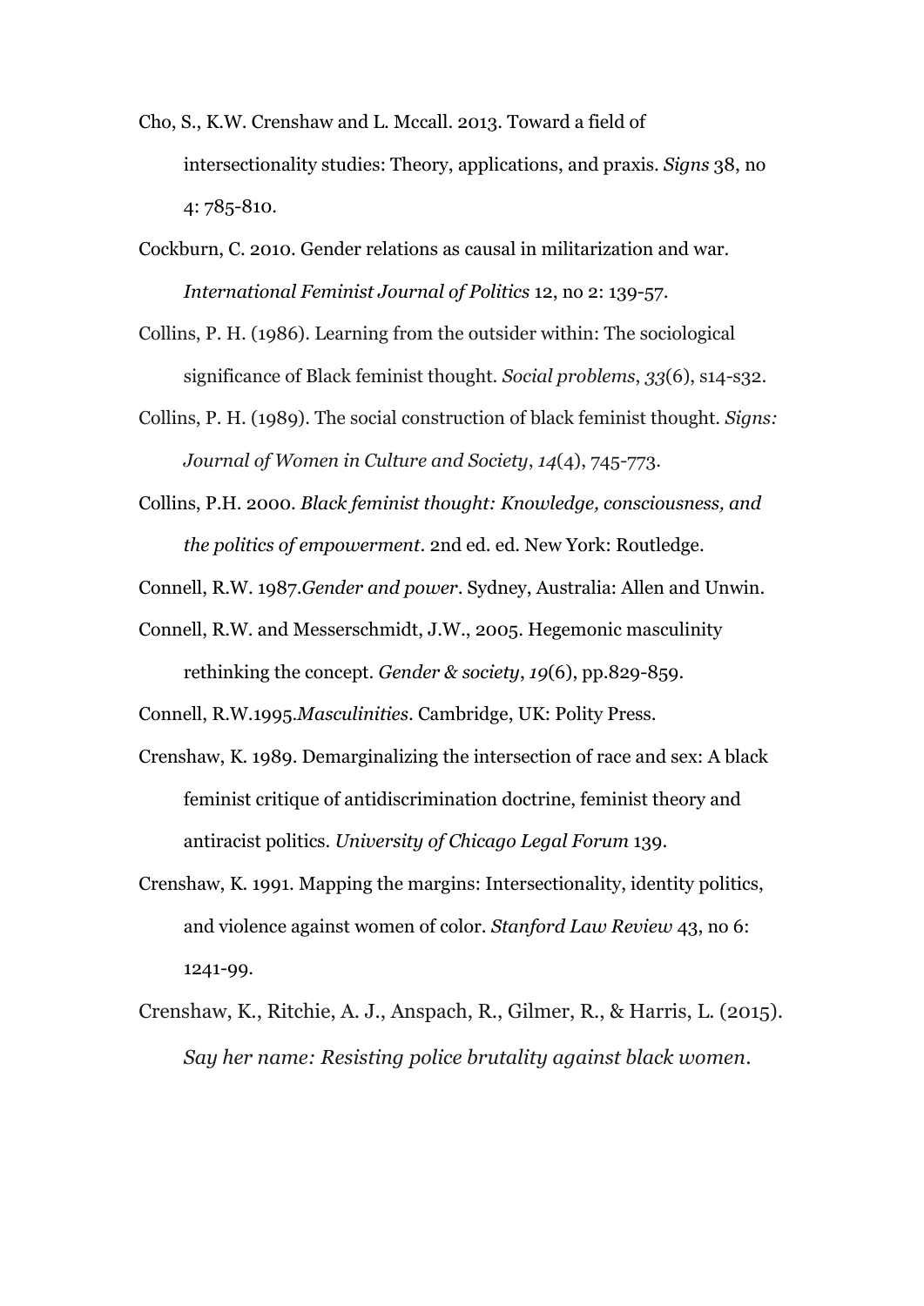Cho, S., K.W. Crenshaw and L. Mccall. 2013. Toward a field of intersectionality studies: Theory, applications, and praxis. *Signs* 38, no 4: 785-810.

Cockburn, C. 2010. Gender relations as causal in militarization and war. *International Feminist Journal of Politics* 12, no 2: 139-57.

Collins, P. H. (1986). Learning from the outsider within: The sociological significance of Black feminist thought. *Social problems*, *33*(6), s14-s32.

Collins, P. H. (1989). The social construction of black feminist thought. *Signs: Journal of Women in Culture and Society*, *14*(4), 745-773.

Collins, P.H. 2000. *Black feminist thought: Knowledge, consciousness, and the politics of empowerment*. 2nd ed. ed. New York: Routledge.

Connell, R.W. 1987.*Gender and power*. Sydney, Australia: Allen and Unwin.

Connell, R.W. and Messerschmidt, J.W., 2005. Hegemonic masculinity rethinking the concept. *Gender & society*, *19*(6), pp.829-859.

Connell, R.W.1995.*Masculinities*. Cambridge, UK: Polity Press.

Crenshaw, K. 1989. Demarginalizing the intersection of race and sex: A black feminist critique of antidiscrimination doctrine, feminist theory and antiracist politics. *University of Chicago Legal Forum* 139.

Crenshaw, K. 1991. Mapping the margins: Intersectionality, identity politics, and violence against women of color. *Stanford Law Review* 43, no 6: 1241-99.

Crenshaw, K., Ritchie, A. J., Anspach, R., Gilmer, R., & Harris, L. (2015). *Say her name: Resisting police brutality against black women*.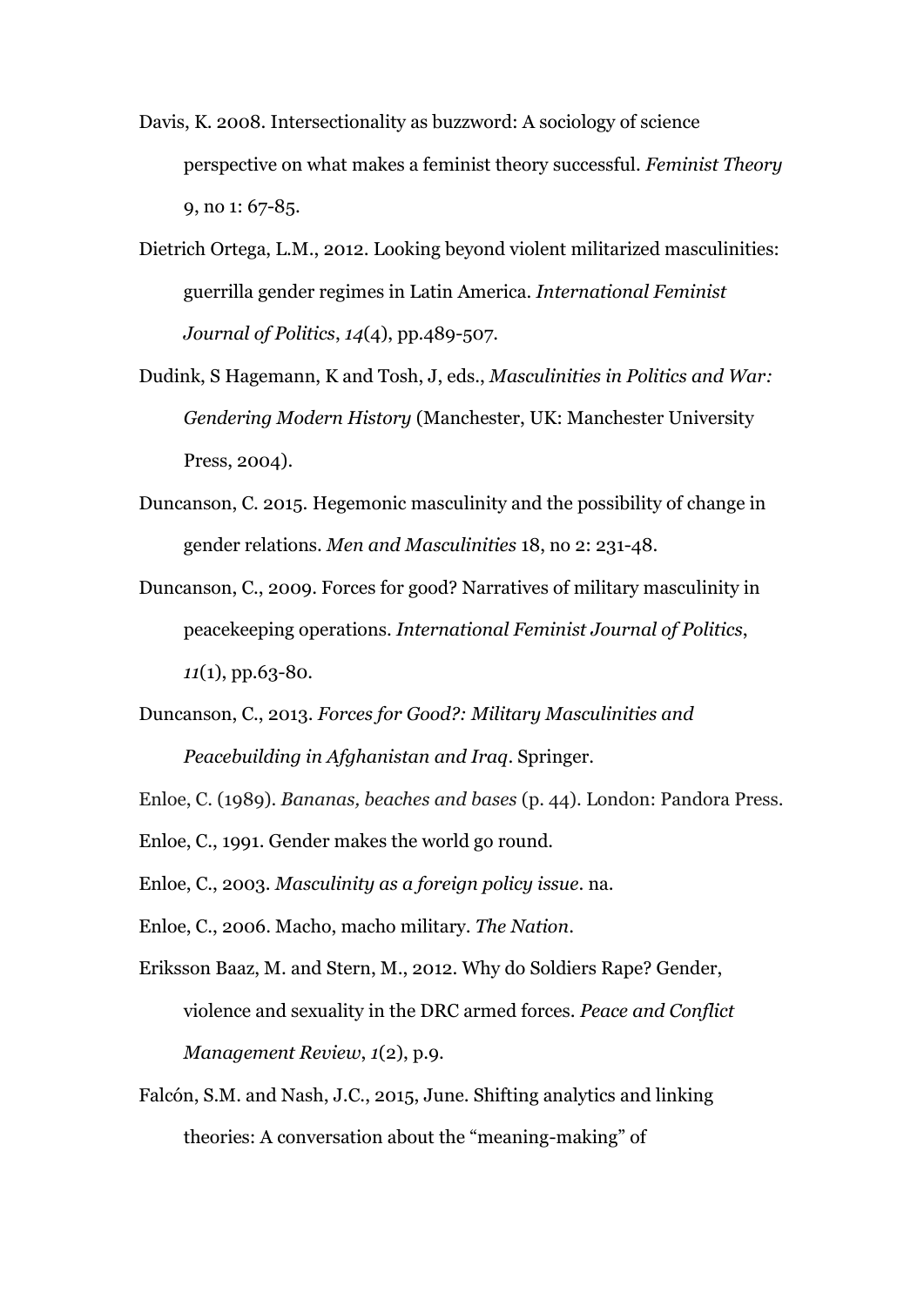Davis, K. 2008. Intersectionality as buzzword: A sociology of science perspective on what makes a feminist theory successful. *Feminist Theory* 9, no 1: 67-85.

Dietrich Ortega, L.M., 2012. Looking beyond violent militarized masculinities: guerrilla gender regimes in Latin America. *International Feminist Journal of Politics*, *14*(4), pp.489-507.

Dudink, S Hagemann, K and Tosh, J, eds., *Masculinities in Politics and War: Gendering Modern History* (Manchester, UK: Manchester University Press, 2004).

Duncanson, C. 2015. Hegemonic masculinity and the possibility of change in gender relations. *Men and Masculinities* 18, no 2: 231-48.

Duncanson, C., 2009. Forces for good? Narratives of military masculinity in peacekeeping operations. *International Feminist Journal of Politics*, *11*(1), pp.63-80.

Duncanson, C., 2013. *Forces for Good?: Military Masculinities and Peacebuilding in Afghanistan and Iraq*. Springer.

Enloe, C. (1989). *Bananas, beaches and bases* (p. 44). London: Pandora Press.

Enloe, C., 1991. Gender makes the world go round.

Enloe, C., 2003. *Masculinity as a foreign policy issue*. na.

Enloe, C., 2006. Macho, macho military. *The Nation*.

Eriksson Baaz, M. and Stern, M., 2012. Why do Soldiers Rape? Gender, violence and sexuality in the DRC armed forces. *Peace and Conflict Management Review*, *1*(2), p.9.

Falcón, S.M. and Nash, J.C., 2015, June. Shifting analytics and linking theories: A conversation about the "meaning-making" of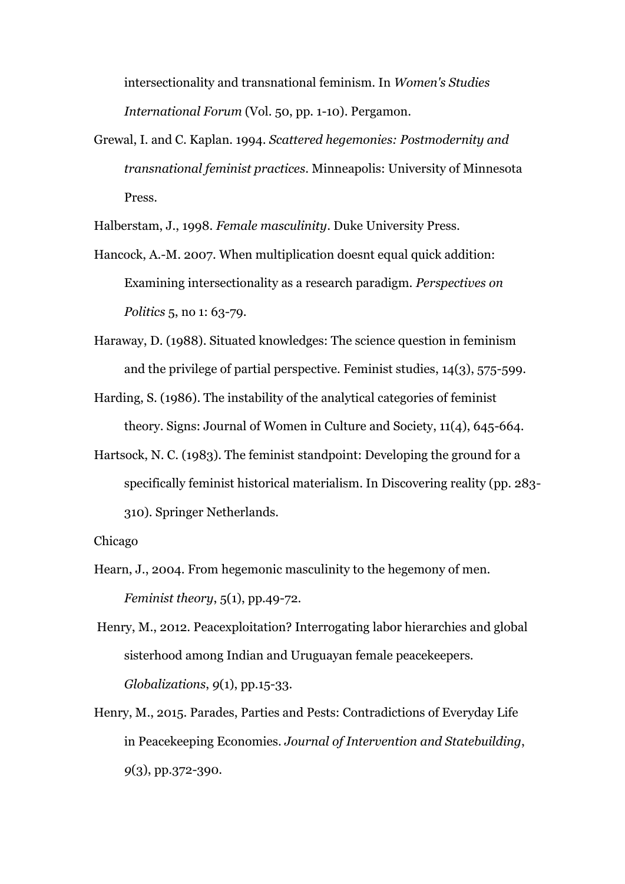intersectionality and transnational feminism. In *Women's Studies International Forum* (Vol. 50, pp. 1-10). Pergamon.

Grewal, I. and C. Kaplan. 1994. *Scattered hegemonies: Postmodernity and transnational feminist practices*. Minneapolis: University of Minnesota Press.

Halberstam, J., 1998. *Female masculinity*. Duke University Press.

Hancock, A.-M. 2007. When multiplication doesnt equal quick addition: Examining intersectionality as a research paradigm. *Perspectives on Politics* 5, no 1: 63-79.

Haraway, D. (1988). Situated knowledges: The science question in feminism and the privilege of partial perspective. Feminist studies, 14(3), 575-599.

Harding, S. (1986). The instability of the analytical categories of feminist theory. Signs: Journal of Women in Culture and Society, 11(4), 645-664.

Hartsock, N. C. (1983). The feminist standpoint: Developing the ground for a specifically feminist historical materialism. In Discovering reality (pp. 283-310). Springer Netherlands.

Chicago

Hearn, J., 2004. From hegemonic masculinity to the hegemony of men. *Feminist theory*, 5(1), pp.49-72.

Henry, M., 2012. Peacexploitation? Interrogating labor hierarchies and global sisterhood among Indian and Uruguayan female peacekeepers. *Globalizations*, *9*(1), pp.15-33.

Henry, M., 2015. Parades, Parties and Pests: Contradictions of Everyday Life in Peacekeeping Economies. *Journal of Intervention and Statebuilding*, *9*(3), pp.372-390.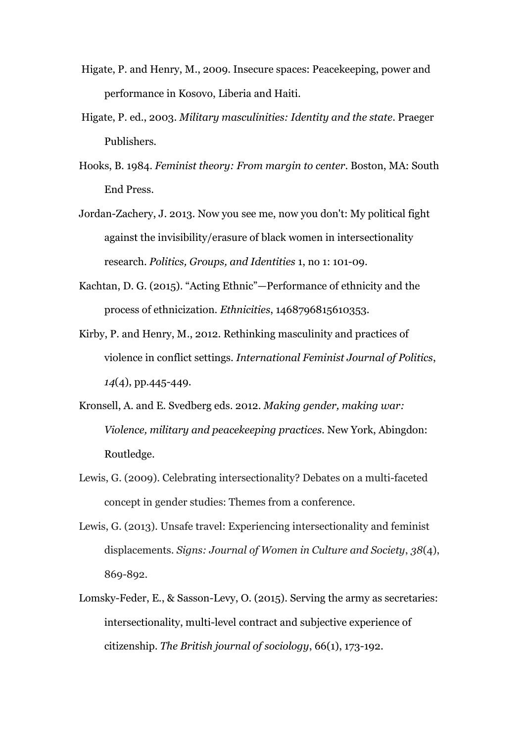Higate, P. and Henry, M., 2009. Insecure spaces: Peacekeeping, power and performance in Kosovo, Liberia and Haiti.

Higate, P. ed., 2003. *Military masculinities: Identity and the state*. Praeger Publishers.

Hooks, B. 1984. *Feminist theory: From margin to center*. Boston, MA: South End Press.

Jordan-Zachery, J. 2013. Now you see me, now you don't: My political fight against the invisibility/erasure of black women in intersectionality research. *Politics, Groups, and Identities* 1, no 1: 101-09.

Kachtan, D. G. (2015). "Acting Ethnic"—Performance of ethnicity and the process of ethnicization. *Ethnicities*, 1468796815610353.

Kirby, P. and Henry, M., 2012. Rethinking masculinity and practices of violence in conflict settings. *International Feminist Journal of Politics*, *14*(4), pp.445-449.

Kronsell, A. and E. Svedberg eds. 2012. *Making gender, making war: Violence, military and peacekeeping practices*. New York, Abingdon: Routledge.

Lewis, G. (2009). Celebrating intersectionality? Debates on a multi-faceted concept in gender studies: Themes from a conference.

Lewis, G. (2013). Unsafe travel: Experiencing intersectionality and feminist displacements. *Signs: Journal of Women in Culture and Society*, *38*(4), 869-892.

Lomsky-Feder, E., & Sasson-Levy, O. (2015). Serving the army as secretaries: intersectionality, multi-level contract and subjective experience of citizenship. *The British journal of sociology*, 66(1), 173-192.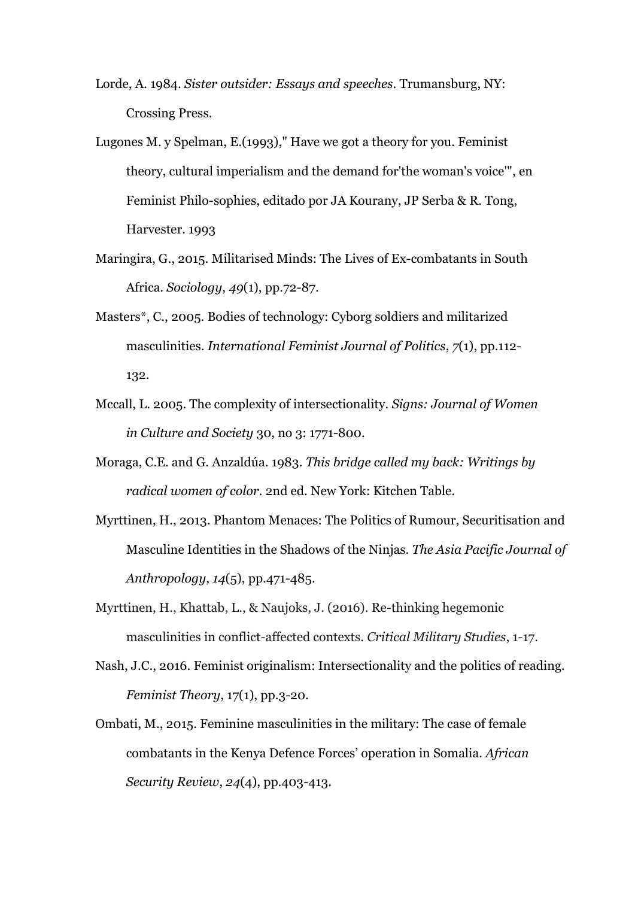Lorde, A. 1984. *Sister outsider: Essays and speeches*. Trumansburg, NY: Crossing Press.

Lugones M. y Spelman, E.(1993)," Have we got a theory for you. Feminist theory, cultural imperialism and the demand for'the woman's voice'", en Feminist Philo-sophies, editado por JA Kourany, JP Serba & R. Tong, Harvester. 1993

Maringira, G., 2015. Militarised Minds: The Lives of Ex-combatants in South Africa. *Sociology*, *49*(1), pp.72-87.

Masters*, C., 2005. Bodies of technology: Cyborg soldiers and militarized masculinities. *International Feminist Journal of Politics*, *7*(1), pp.112-132.

Mccall, L. 2005. The complexity of intersectionality. *Signs: Journal of Women in Culture and Society* 30, no 3: 1771-800.

Moraga, C.E. and G. Anzaldúa. 1983. *This bridge called my back: Writings by radical women of color*. 2nd ed. New York: Kitchen Table.

Myrttinen, H., 2013. Phantom Menaces: The Politics of Rumour, Securitisation and Masculine Identities in the Shadows of the Ninjas. *The Asia Pacific Journal of Anthropology*, *14*(5), pp.471-485.

Myrttinen, H., Khattab, L., & Naujoks, J. (2016). Re-thinking hegemonic masculinities in conflict-affected contexts. *Critical Military Studies*, 1-17.

Nash, J.C., 2016. Feminist originalism: Intersectionality and the politics of reading. *Feminist Theory*, 17(1), pp.3-20.

Ombati, M., 2015. Feminine masculinities in the military: The case of female combatants in the Kenya Defence Forces' operation in Somalia. *African Security Review*, *24*(4), pp.403-413.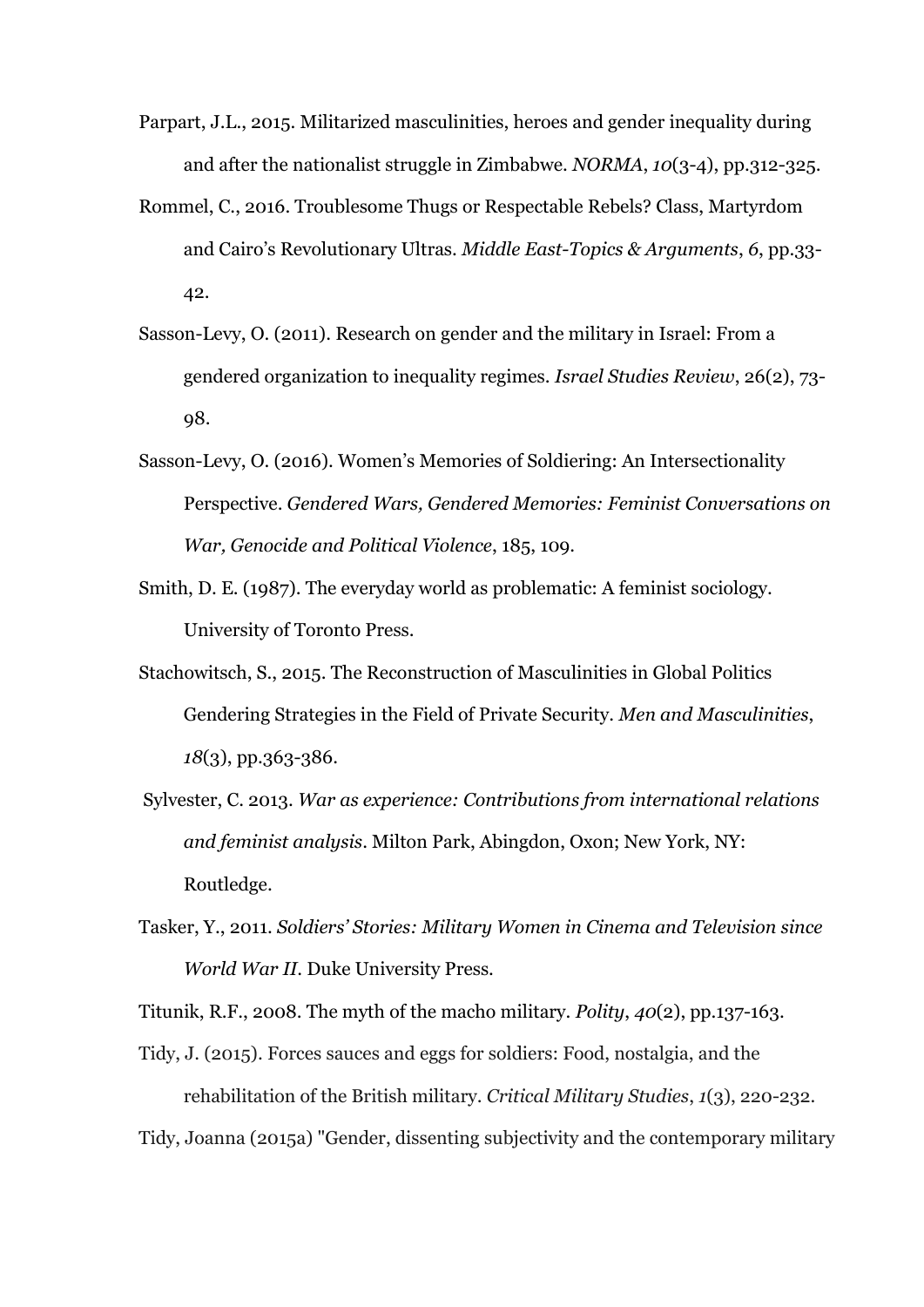Parpart, J.L., 2015. Militarized masculinities, heroes and gender inequality during and after the nationalist struggle in Zimbabwe. *NORMA*, *10*(3-4), pp.312-325.

Rommel, C., 2016. Troublesome Thugs or Respectable Rebels? Class, Martyrdom and Cairo's Revolutionary Ultras. *Middle East-Topics & Arguments*, *6*, pp.33-42.

Sasson-Levy, O. (2011). Research on gender and the military in Israel: From a gendered organization to inequality regimes. *Israel Studies Review*, 26(2), 73-98.

Sasson-Levy, O. (2016). Women's Memories of Soldiering: An Intersectionality Perspective. *Gendered Wars, Gendered Memories: Feminist Conversations on War, Genocide and Political Violence*, 185, 109.

Smith, D. E. (1987). The everyday world as problematic: A feminist sociology. University of Toronto Press.

Stachowitsch, S., 2015. The Reconstruction of Masculinities in Global Politics Gendering Strategies in the Field of Private Security. *Men and Masculinities*, *18*(3), pp.363-386.

Sylvester, C. 2013. *War as experience: Contributions from international relations and feminist analysis*. Milton Park, Abingdon, Oxon; New York, NY: Routledge.

Tasker, Y., 2011. *Soldiers' Stories: Military Women in Cinema and Television since World War II*. Duke University Press.

Titunik, R.F., 2008. The myth of the macho military. *Polity*, *40*(2), pp.137-163.

Tidy, J. (2015). Forces sauces and eggs for soldiers: Food, nostalgia, and the rehabilitation of the British military. *Critical Military Studies*, *1*(3), 220-232.

Tidy, Joanna (2015a) "Gender, dissenting subjectivity and the contemporary military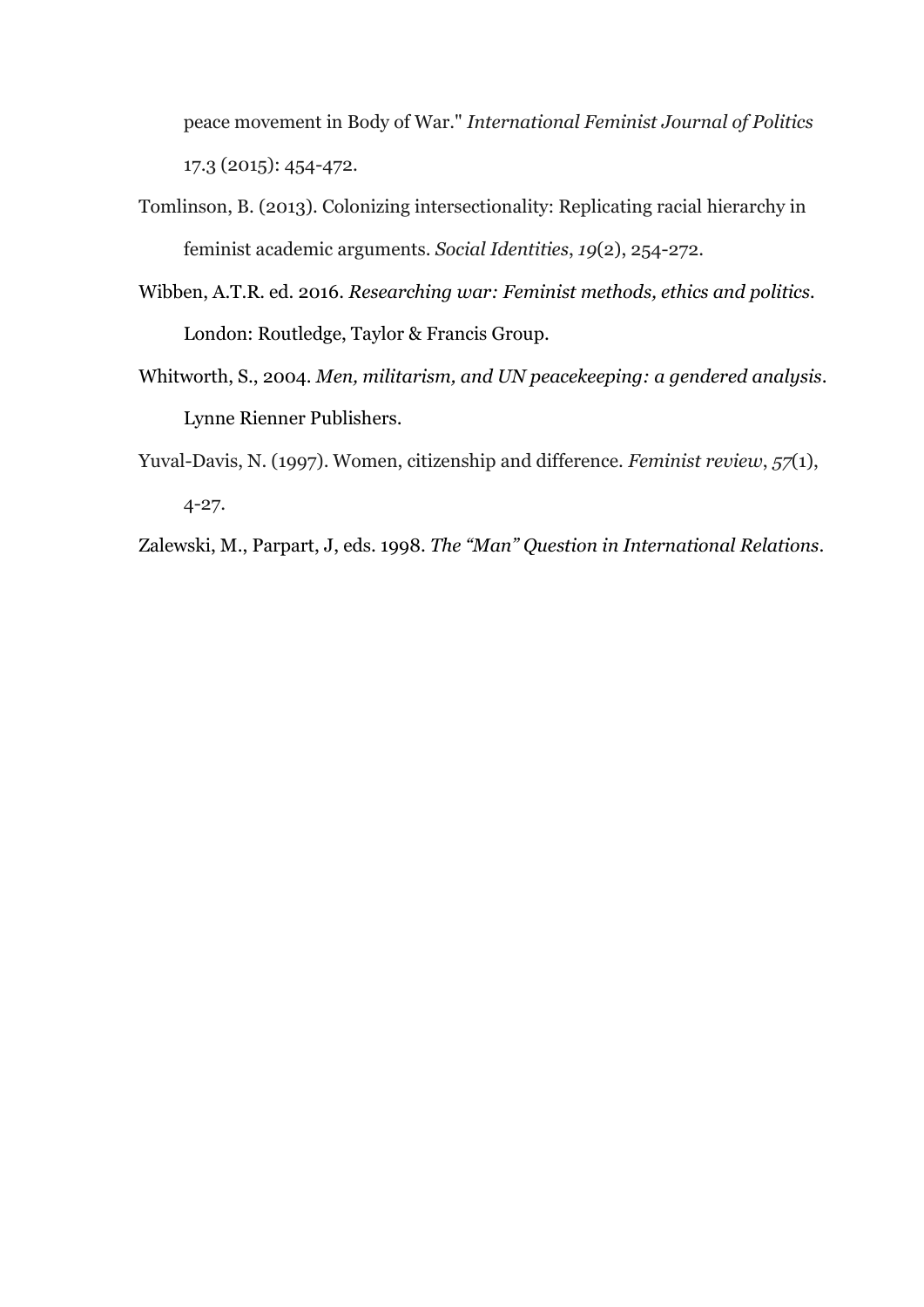peace movement in Body of War." *International Feminist Journal of Politics* 17.3 (2015): 454-472.

Tomlinson, B. (2013). Colonizing intersectionality: Replicating racial hierarchy in feminist academic arguments. *Social Identities*, *19*(2), 254-272.

Wibben, A.T.R. ed. 2016. *Researching war: Feminist methods, ethics and politics*. London: Routledge, Taylor & Francis Group.

Whitworth, S., 2004. *Men, militarism, and UN peacekeeping: a gendered analysis*. Lynne Rienner Publishers.

Yuval-Davis, N. (1997). Women, citizenship and difference. *Feminist review*, *57*(1), 4-27.

Zalewski, M., Parpart, J, eds. 1998. *The "Man" Question in International Relations*.